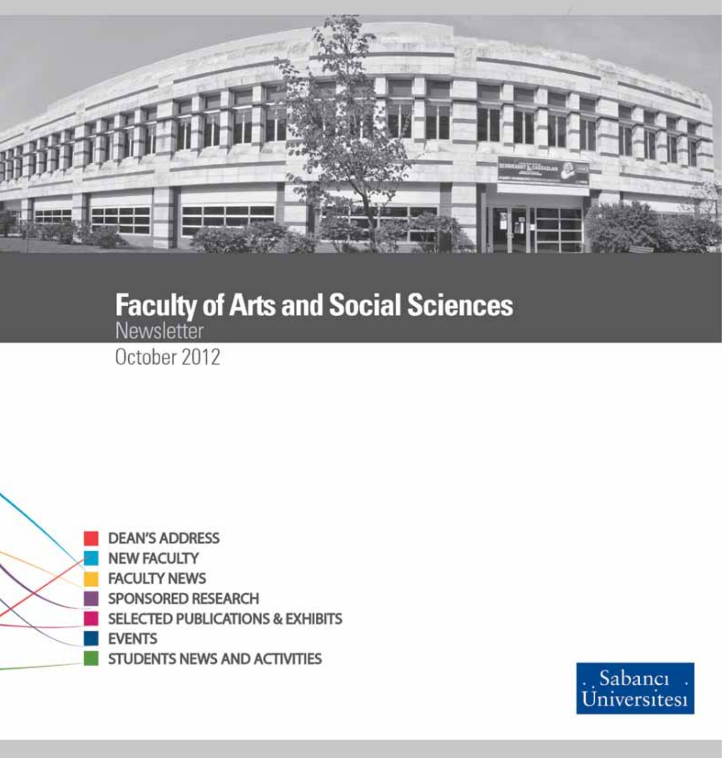# Faculty of Arts and Social Sciences

Newsletter

October 2012

- DEAN'S ADDRESS
- NEW FACULTY
- FACULTY NEWS
- SPONSORED RESEARCH
- SELECTED PUBLICATIONS & EXHIBITS
- EVENTS
- STUDENTS NEWS AND ACTIVITIES

Sabancı Üniversitesi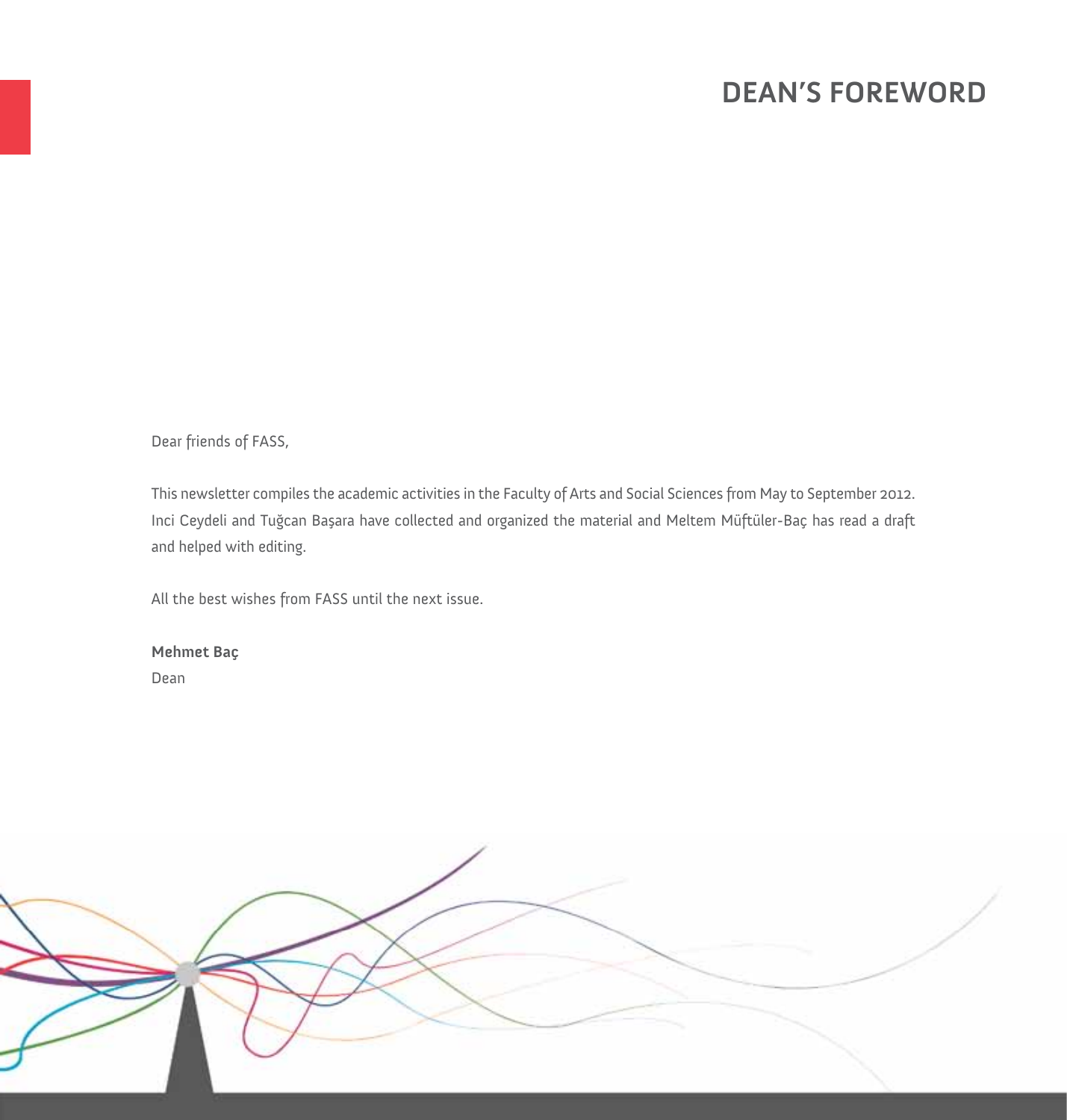# DEAN'S FOREWORD

Dear friends of FASS,

This newsletter compiles the academic activities in the Faculty of Arts and Social Sciences from May to September 2012. Inci Ceydeli and Tuğcan Başara have collected and organized the material and Meltem Müftüler-Baç has read a draft and helped with editing.

All the best wishes from FASS until the next issue.

**Mehmet Baç**
Dean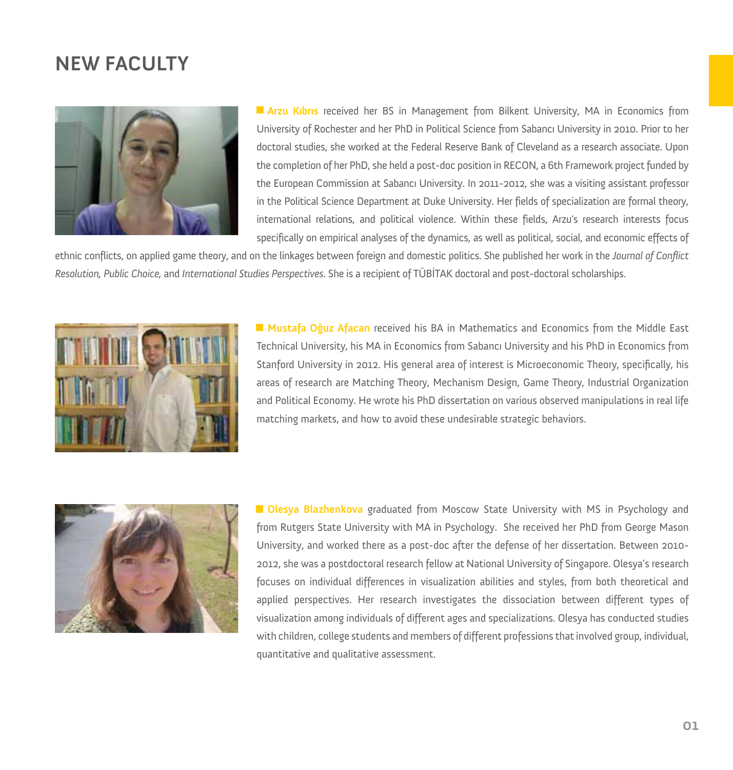# NEW FACULTY

**Arzu Kıbrıs** received her BS in Management from Bilkent University, MA in Economics from University of Rochester and her PhD in Political Science from Sabancı University in 2010. Prior to her doctoral studies, she worked at the Federal Reserve Bank of Cleveland as a research associate. Upon the completion of her PhD, she held a post-doc position in RECON, a 6th Framework project funded by the European Commission at Sabancı University. In 2011-2012, she was a visiting assistant professor in the Political Science Department at Duke University. Her fields of specialization are formal theory, international relations, and political violence. Within these fields, Arzu's research interests focus specifically on empirical analyses of the dynamics, as well as political, social, and economic effects of ethnic conflicts, on applied game theory, and on the linkages between foreign and domestic politics. She published her work in the *Journal of Conflict Resolution, Public Choice,* and *International Studies Perspectives*. She is a recipient of TÜBİTAK doctoral and post-doctoral scholarships.

**Mustafa Oğuz Afacan** received his BA in Mathematics and Economics from the Middle East Technical University, his MA in Economics from Sabancı University and his PhD in Economics from Stanford University in 2012. His general area of interest is Microeconomic Theory, specifically, his areas of research are Matching Theory, Mechanism Design, Game Theory, Industrial Organization and Political Economy. He wrote his PhD dissertation on various observed manipulations in real life matching markets, and how to avoid these undesirable strategic behaviors.

**Olesya Blazhenkova** graduated from Moscow State University with MS in Psychology and from Rutgers State University with MA in Psychology. She received her PhD from George Mason University, and worked there as a post-doc after the defense of her dissertation. Between 2010-2012, she was a postdoctoral research fellow at National University of Singapore. Olesya's research focuses on individual differences in visualization abilities and styles, from both theoretical and applied perspectives. Her research investigates the dissociation between different types of visualization among individuals of different ages and specializations. Olesya has conducted studies with children, college students and members of different professions that involved group, individual, quantitative and qualitative assessment.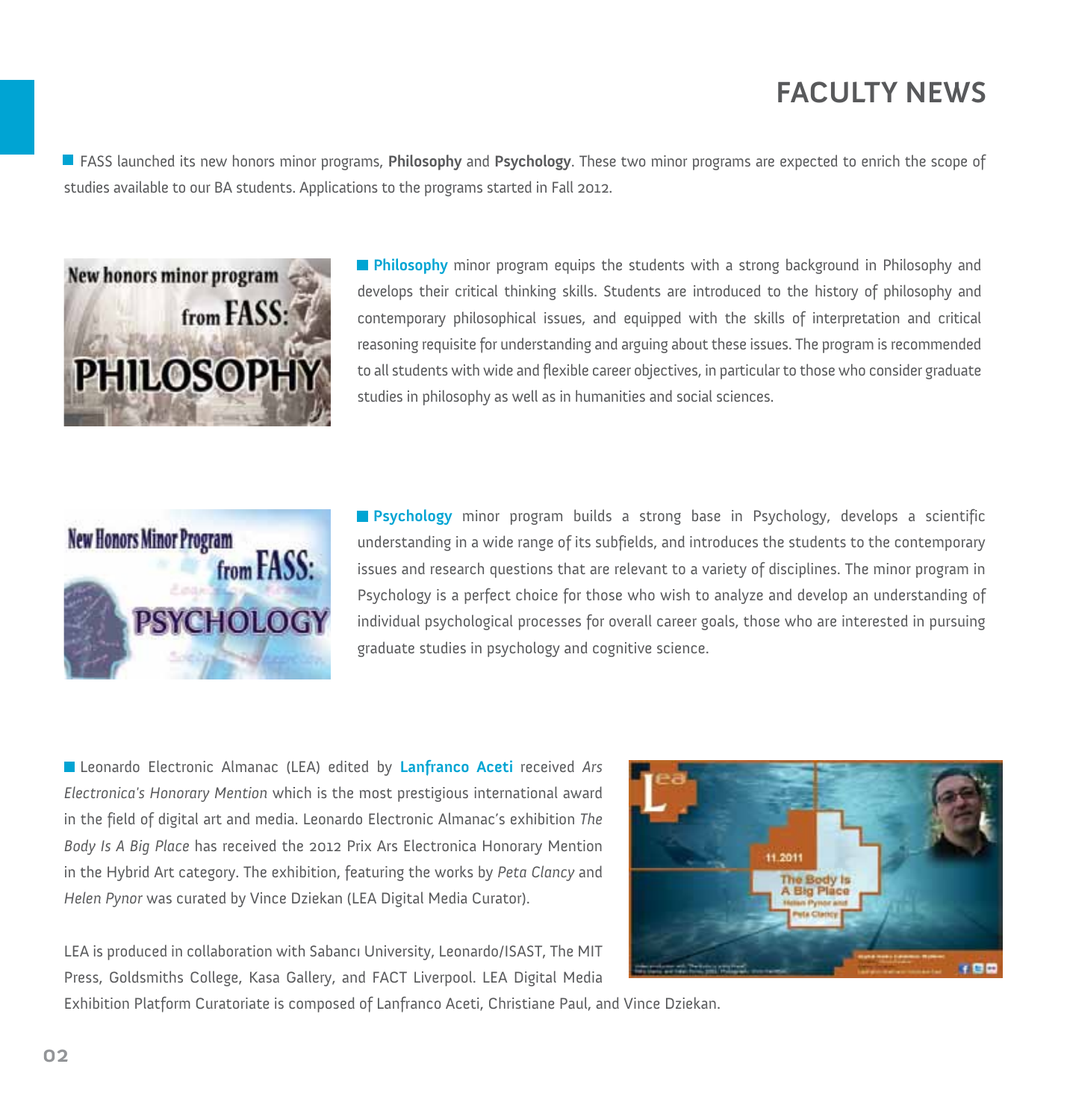# FACULTY NEWS

FASS launched its new honors minor programs, **Philosophy** and **Psychology**. These two minor programs are expected to enrich the scope of studies available to our BA students. Applications to the programs started in Fall 2012.

**Philosophy** minor program equips the students with a strong background in Philosophy and develops their critical thinking skills. Students are introduced to the history of philosophy and contemporary philosophical issues, and equipped with the skills of interpretation and critical reasoning requisite for understanding and arguing about these issues. The program is recommended to all students with wide and flexible career objectives, in particular to those who consider graduate studies in philosophy as well as in humanities and social sciences.

**Psychology** minor program builds a strong base in Psychology, develops a scientific understanding in a wide range of its subfields, and introduces the students to the contemporary issues and research questions that are relevant to a variety of disciplines. The minor program in Psychology is a perfect choice for those who wish to analyze and develop an understanding of individual psychological processes for overall career goals, those who are interested in pursuing graduate studies in psychology and cognitive science.

Leonardo Electronic Almanac (LEA) edited by **Lanfranco Aceti** received *Ars Electronica's Honorary Mention* which is the most prestigious international award in the field of digital art and media. Leonardo Electronic Almanac's exhibition *The Body Is A Big Place* has received the 2012 Prix Ars Electronica Honorary Mention in the Hybrid Art category. The exhibition, featuring the works by *Peta Clancy* and *Helen Pynor* was curated by Vince Dziekan (LEA Digital Media Curator).

LEA is produced in collaboration with Sabancı University, Leonardo/ISAST, The MIT Press, Goldsmiths College, Kasa Gallery, and FACT Liverpool. LEA Digital Media Exhibition Platform Curatoriate is composed of Lanfranco Aceti, Christiane Paul, and Vince Dziekan.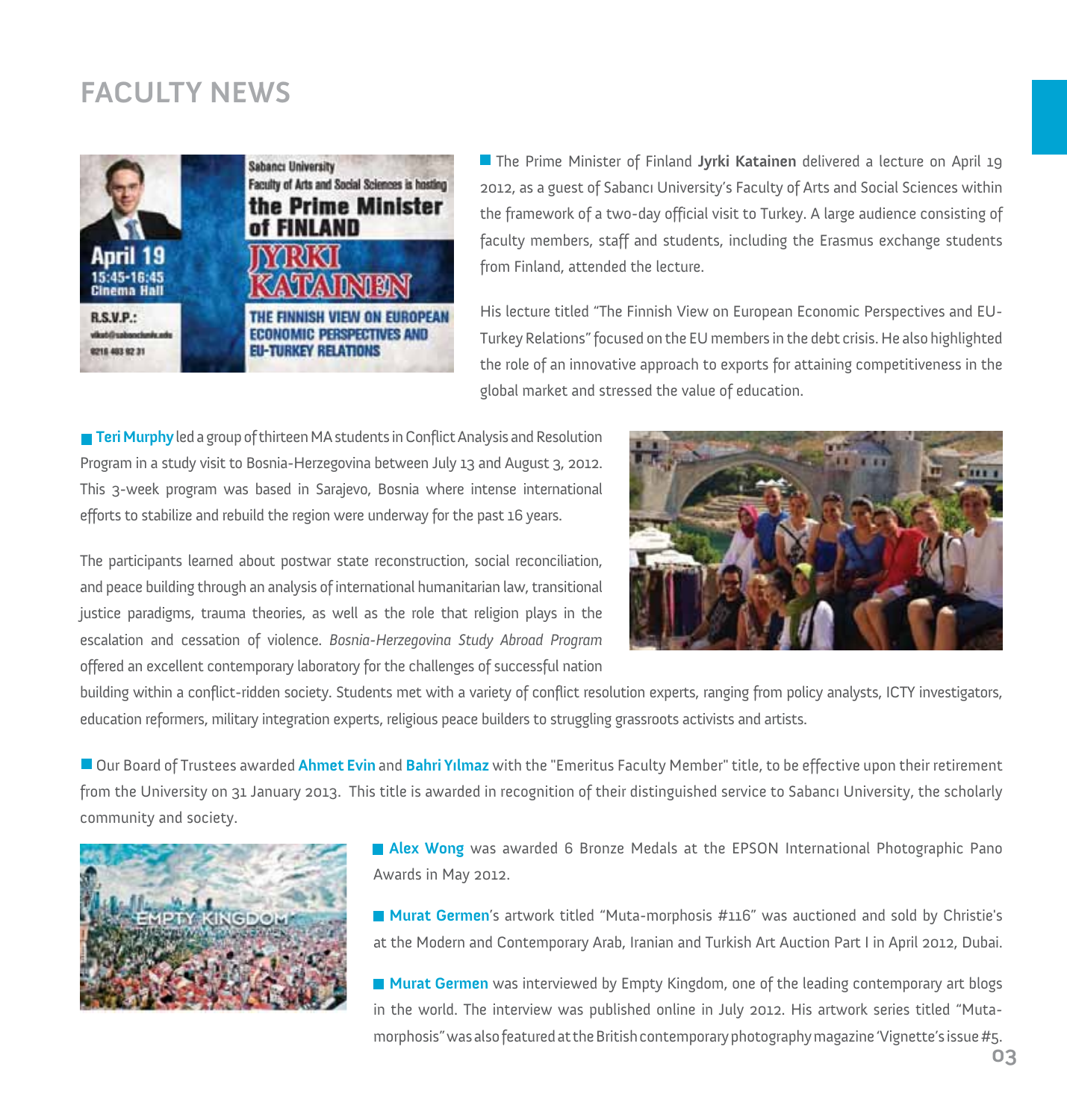# FACULTY NEWS

The Prime Minister of Finland **Jyrki Katainen** delivered a lecture on April 19 2012, as a guest of Sabancı University's Faculty of Arts and Social Sciences within the framework of a two-day official visit to Turkey. A large audience consisting of faculty members, staff and students, including the Erasmus exchange students from Finland, attended the lecture.

His lecture titled "The Finnish View on European Economic Perspectives and EU-Turkey Relations" focused on the EU members in the debt crisis. He also highlighted the role of an innovative approach to exports for attaining competitiveness in the global market and stressed the value of education.

**Teri Murphy** led a group of thirteen MA students in Conflict Analysis and Resolution Program in a study visit to Bosnia-Herzegovina between July 13 and August 3, 2012. This 3-week program was based in Sarajevo, Bosnia where intense international efforts to stabilize and rebuild the region were underway for the past 16 years.

The participants learned about postwar state reconstruction, social reconciliation, and peace building through an analysis of international humanitarian law, transitional justice paradigms, trauma theories, as well as the role that religion plays in the escalation and cessation of violence. *Bosnia-Herzegovina Study Abroad Program* offered an excellent contemporary laboratory for the challenges of successful nation building within a conflict-ridden society. Students met with a variety of conflict resolution experts, ranging from policy analysts, ICTY investigators, education reformers, military integration experts, religious peace builders to struggling grassroots activists and artists.

Our Board of Trustees awarded **Ahmet Evin** and **Bahri Yılmaz** with the "Emeritus Faculty Member" title, to be effective upon their retirement from the University on 31 January 2013. This title is awarded in recognition of their distinguished service to Sabancı University, the scholarly community and society.

**Alex Wong** was awarded 6 Bronze Medals at the EPSON International Photographic Pano Awards in May 2012.

**Murat Germen**'s artwork titled "Muta-morphosis #116" was auctioned and sold by Christie's at the Modern and Contemporary Arab, Iranian and Turkish Art Auction Part I in April 2012, Dubai.

**Murat Germen** was interviewed by Empty Kingdom, one of the leading contemporary art blogs in the world. The interview was published online in July 2012. His artwork series titled "Muta-morphosis" was also featured at the British contemporary photography magazine 'Vignette's issue #5.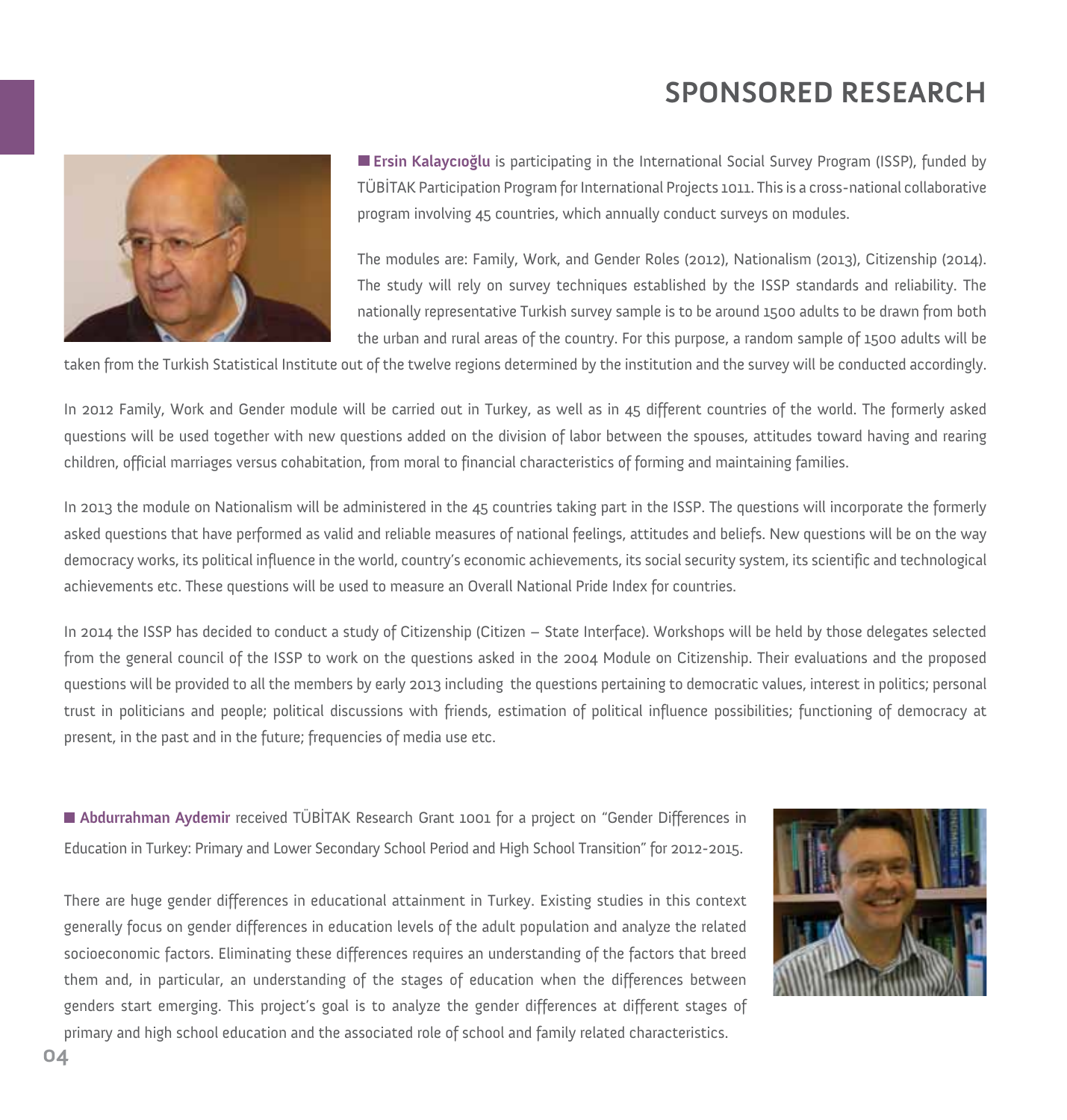# SPONSORED RESEARCH

**Ersin Kalaycıoğlu** is participating in the International Social Survey Program (ISSP), funded by TÜBİTAK Participation Program for International Projects 1011. This is a cross-national collaborative program involving 45 countries, which annually conduct surveys on modules.

The modules are: Family, Work, and Gender Roles (2012), Nationalism (2013), Citizenship (2014). The study will rely on survey techniques established by the ISSP standards and reliability. The nationally representative Turkish survey sample is to be around 1500 adults to be drawn from both the urban and rural areas of the country. For this purpose, a random sample of 1500 adults will be taken from the Turkish Statistical Institute out of the twelve regions determined by the institution and the survey will be conducted accordingly.

In 2012 Family, Work and Gender module will be carried out in Turkey, as well as in 45 different countries of the world. The formerly asked questions will be used together with new questions added on the division of labor between the spouses, attitudes toward having and rearing children, official marriages versus cohabitation, from moral to financial characteristics of forming and maintaining families.

In 2013 the module on Nationalism will be administered in the 45 countries taking part in the ISSP. The questions will incorporate the formerly asked questions that have performed as valid and reliable measures of national feelings, attitudes and beliefs. New questions will be on the way democracy works, its political influence in the world, country's economic achievements, its social security system, its scientific and technological achievements etc. These questions will be used to measure an Overall National Pride Index for countries.

In 2014 the ISSP has decided to conduct a study of Citizenship (Citizen – State Interface). Workshops will be held by those delegates selected from the general council of the ISSP to work on the questions asked in the 2004 Module on Citizenship. Their evaluations and the proposed questions will be provided to all the members by early 2013 including the questions pertaining to democratic values, interest in politics; personal trust in politicians and people; political discussions with friends, estimation of political influence possibilities; functioning of democracy at present, in the past and in the future; frequencies of media use etc.

**Abdurrahman Aydemir** received TÜBİTAK Research Grant 1001 for a project on "Gender Differences in Education in Turkey: Primary and Lower Secondary School Period and High School Transition" for 2012-2015.

There are huge gender differences in educational attainment in Turkey. Existing studies in this context generally focus on gender differences in education levels of the adult population and analyze the related socioeconomic factors. Eliminating these differences requires an understanding of the factors that breed them and, in particular, an understanding of the stages of education when the differences between genders start emerging. This project's goal is to analyze the gender differences at different stages of primary and high school education and the associated role of school and family related characteristics.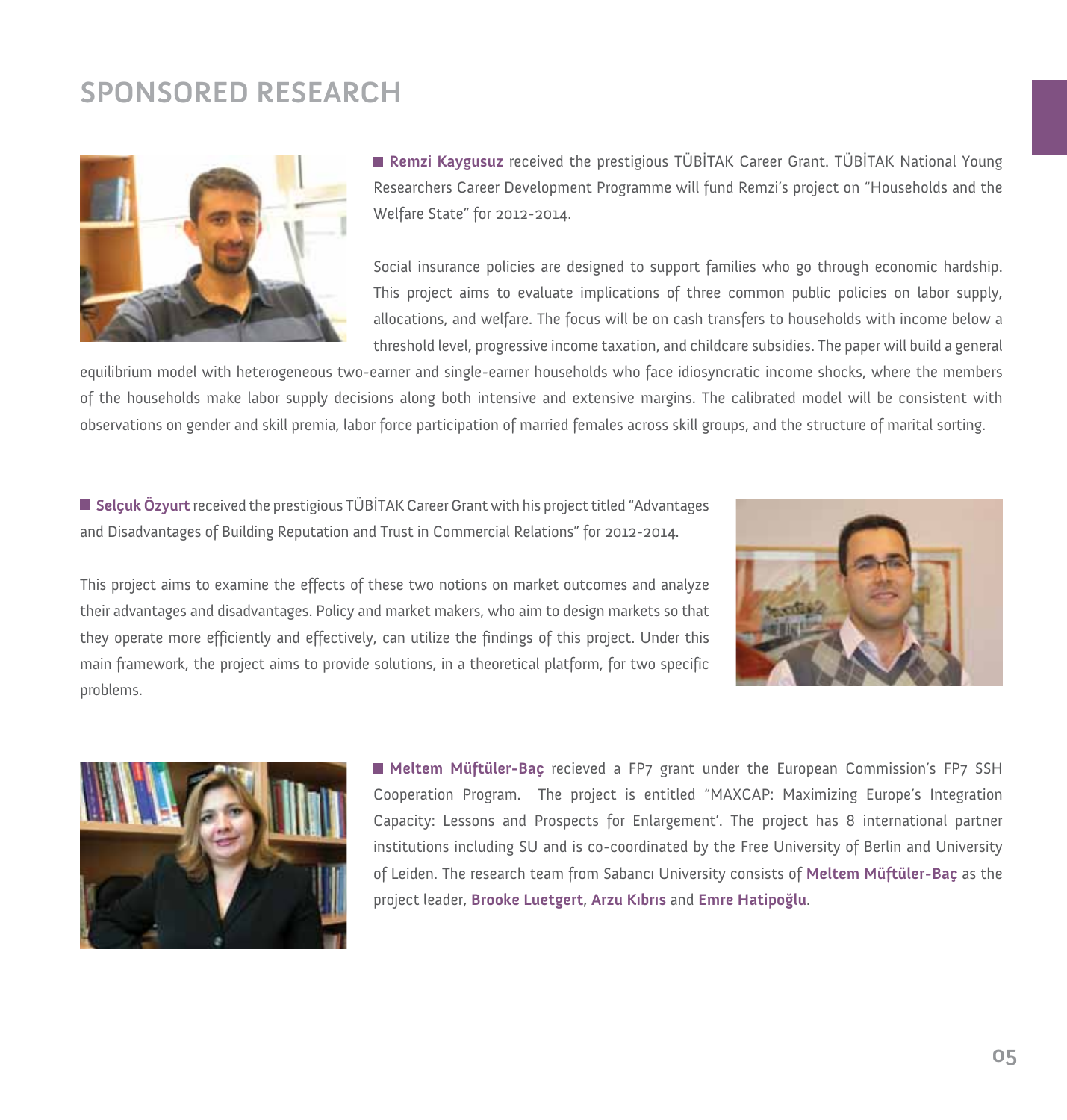# SPONSORED RESEARCH

**Remzi Kaygusuz** received the prestigious TÜBİTAK Career Grant. TÜBİTAK National Young Researchers Career Development Programme will fund Remzi's project on "Households and the Welfare State" for 2012-2014.

Social insurance policies are designed to support families who go through economic hardship. This project aims to evaluate implications of three common public policies on labor supply, allocations, and welfare. The focus will be on cash transfers to households with income below a threshold level, progressive income taxation, and childcare subsidies. The paper will build a general equilibrium model with heterogeneous two-earner and single-earner households who face idiosyncratic income shocks, where the members of the households make labor supply decisions along both intensive and extensive margins. The calibrated model will be consistent with observations on gender and skill premia, labor force participation of married females across skill groups, and the structure of marital sorting.

**Selçuk Özyurt** received the prestigious TÜBİTAK Career Grant with his project titled "Advantages and Disadvantages of Building Reputation and Trust in Commercial Relations" for 2012-2014.

This project aims to examine the effects of these two notions on market outcomes and analyze their advantages and disadvantages. Policy and market makers, who aim to design markets so that they operate more efficiently and effectively, can utilize the findings of this project. Under this main framework, the project aims to provide solutions, in a theoretical platform, for two specific problems.

**Meltem Müftüler-Baç** recieved a FP7 grant under the European Commission's FP7 SSH Cooperation Program. The project is entitled "MAXCAP: Maximizing Europe's Integration Capacity: Lessons and Prospects for Enlargement'. The project has 8 international partner institutions including SU and is co-coordinated by the Free University of Berlin and University of Leiden. The research team from Sabancı University consists of **Meltem Müftüler-Baç** as the project leader, **Brooke Luetgert**, **Arzu Kıbrıs** and **Emre Hatipoğlu**.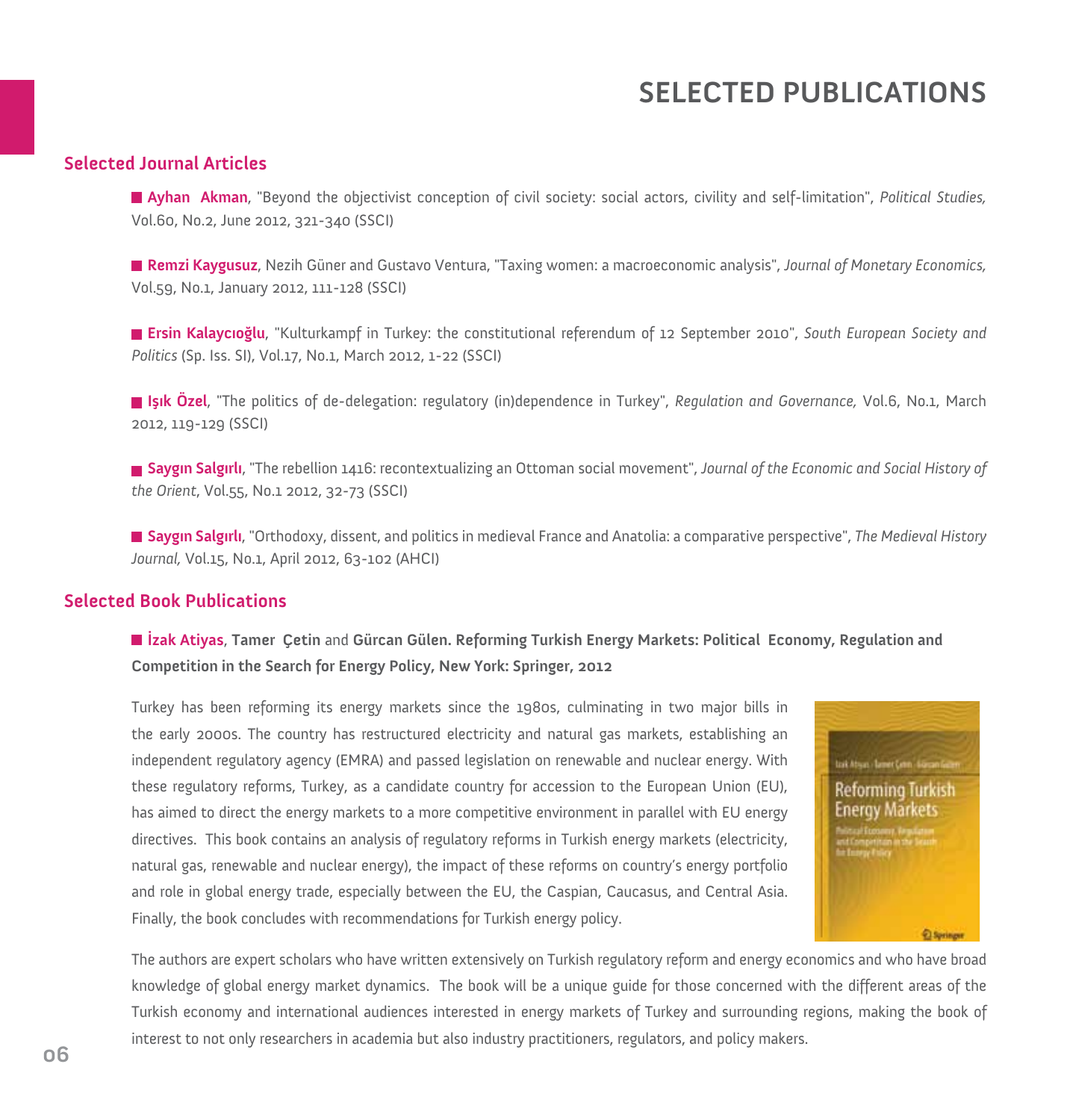# SELECTED PUBLICATIONS

## Selected Journal Articles

- **Ayhan Akman**, "Beyond the objectivist conception of civil society: social actors, civility and self-limitation", *Political Studies,* Vol.60, No.2, June 2012, 321-340 (SSCI)

- **Remzi Kaygusuz**, Nezih Güner and Gustavo Ventura, "Taxing women: a macroeconomic analysis", *Journal of Monetary Economics,* Vol.59, No.1, January 2012, 111-128 (SSCI)

- **Ersin Kalaycıoğlu**, "Kulturkampf in Turkey: the constitutional referendum of 12 September 2010", *South European Society and Politics* (Sp. Iss. SI), Vol.17, No.1, March 2012, 1-22 (SSCI)

- **Işık Özel**, "The politics of de-delegation: regulatory (in)dependence in Turkey", *Regulation and Governance,* Vol.6, No.1, March 2012, 119-129 (SSCI)

- **Saygın Salgırlı**, "The rebellion 1416: recontextualizing an Ottoman social movement", *Journal of the Economic and Social History of the Orient*, Vol.55, No.1 2012, 32-73 (SSCI)

- **Saygın Salgırlı**, "Orthodoxy, dissent, and politics in medieval France and Anatolia: a comparative perspective", *The Medieval History Journal,* Vol.15, No.1, April 2012, 63-102 (AHCI)

## Selected Book Publications

- **İzak Atiyas**, **Tamer Çetin** and **Gürcan Gülen. Reforming Turkish Energy Markets: Political Economy, Regulation and Competition in the Search for Energy Policy, New York: Springer, 2012**

Turkey has been reforming its energy markets since the 1980s, culminating in two major bills in the early 2000s. The country has restructured electricity and natural gas markets, establishing an independent regulatory agency (EMRA) and passed legislation on renewable and nuclear energy. With these regulatory reforms, Turkey, as a candidate country for accession to the European Union (EU), has aimed to direct the energy markets to a more competitive environment in parallel with EU energy directives. This book contains an analysis of regulatory reforms in Turkish energy markets (electricity, natural gas, renewable and nuclear energy), the impact of these reforms on country's energy portfolio and role in global energy trade, especially between the EU, the Caspian, Caucasus, and Central Asia. Finally, the book concludes with recommendations for Turkish energy policy.

The authors are expert scholars who have written extensively on Turkish regulatory reform and energy economics and who have broad knowledge of global energy market dynamics. The book will be a unique guide for those concerned with the different areas of the Turkish economy and international audiences interested in energy markets of Turkey and surrounding regions, making the book of interest to not only researchers in academia but also industry practitioners, regulators, and policy makers.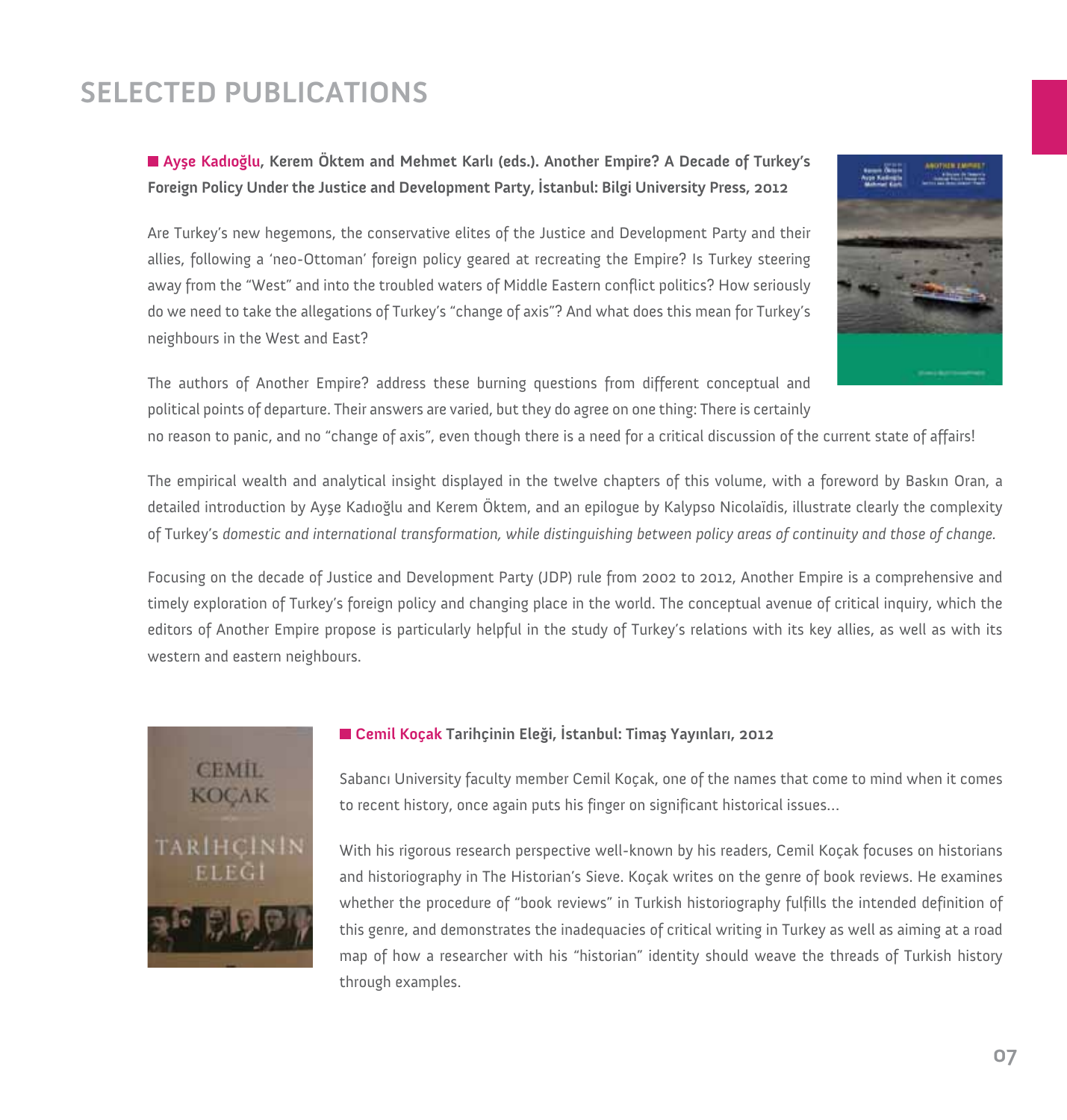# SELECTED PUBLICATIONS

■ **Ayşe Kadıoğlu, Kerem Öktem and Mehmet Karlı (eds.). Another Empire? A Decade of Turkey's Foreign Policy Under the Justice and Development Party, İstanbul: Bilgi University Press, 2012**

Are Turkey's new hegemons, the conservative elites of the Justice and Development Party and their allies, following a 'neo-Ottoman' foreign policy geared at recreating the Empire? Is Turkey steering away from the "West" and into the troubled waters of Middle Eastern conflict politics? How seriously do we need to take the allegations of Turkey's "change of axis"? And what does this mean for Turkey's neighbours in the West and East?

The authors of Another Empire? address these burning questions from different conceptual and political points of departure. Their answers are varied, but they do agree on one thing: There is certainly no reason to panic, and no "change of axis", even though there is a need for a critical discussion of the current state of affairs!

The empirical wealth and analytical insight displayed in the twelve chapters of this volume, with a foreword by Baskın Oran, a detailed introduction by Ayşe Kadıoğlu and Kerem Öktem, and an epilogue by Kalypso Nicolaïdis, illustrate clearly the complexity of Turkey's *domestic and international transformation, while distinguishing between policy areas of continuity and those of change.*

Focusing on the decade of Justice and Development Party (JDP) rule from 2002 to 2012, Another Empire is a comprehensive and timely exploration of Turkey's foreign policy and changing place in the world. The conceptual avenue of critical inquiry, which the editors of Another Empire propose is particularly helpful in the study of Turkey's relations with its key allies, as well as with its western and eastern neighbours.

■ **Cemil Koçak Tarihçinin Eleği, İstanbul: Timaş Yayınları, 2012**

Sabancı University faculty member Cemil Koçak, one of the names that come to mind when it comes to recent history, once again puts his finger on significant historical issues…

With his rigorous research perspective well-known by his readers, Cemil Koçak focuses on historians and historiography in The Historian's Sieve. Koçak writes on the genre of book reviews. He examines whether the procedure of "book reviews" in Turkish historiography fulfills the intended definition of this genre, and demonstrates the inadequacies of critical writing in Turkey as well as aiming at a road map of how a researcher with his "historian" identity should weave the threads of Turkish history through examples.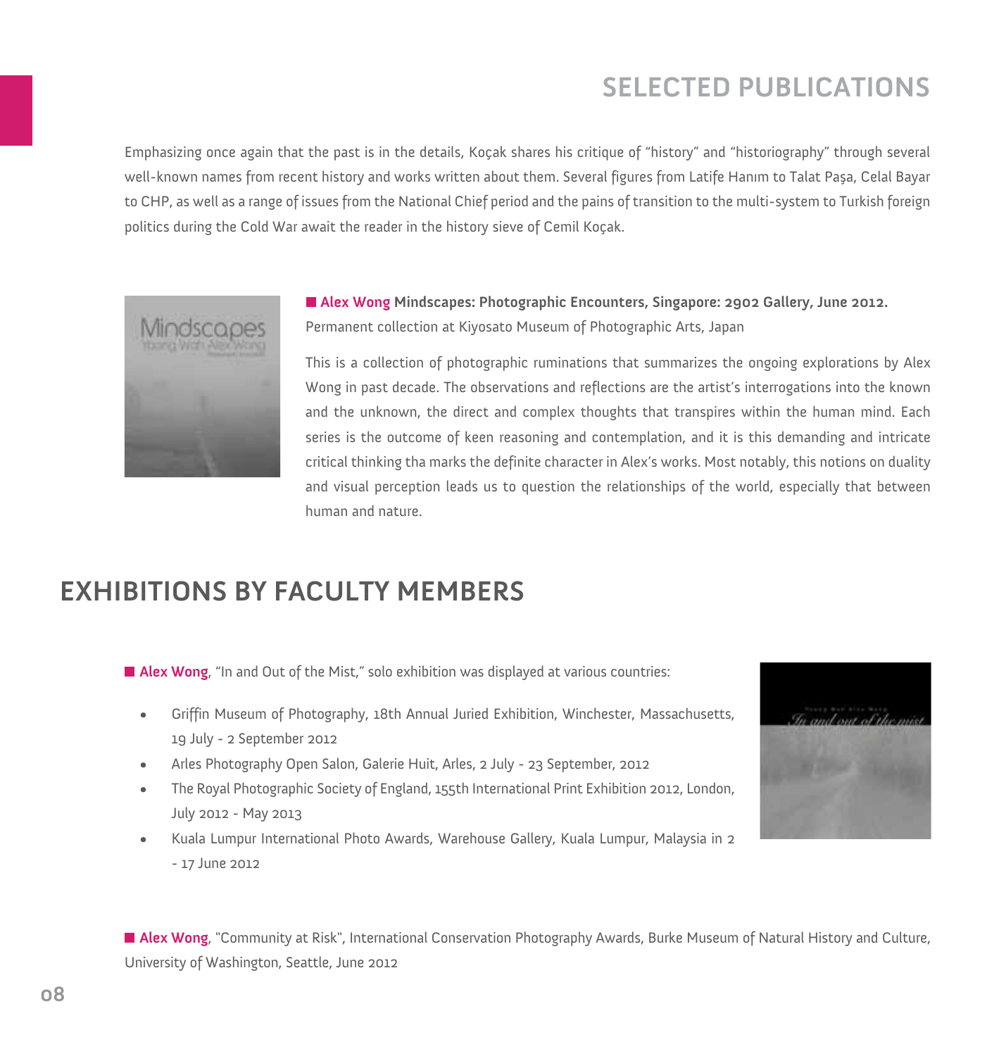## SELECTED PUBLICATIONS

Emphasizing once again that the past is in the details, Koçak shares his critique of "history" and "historiography" through several well-known names from recent history and works written about them. Several figures from Latife Hanım to Talat Paşa, Celal Bayar to CHP, as well as a range of issues from the National Chief period and the pains of transition to the multi-system to Turkish foreign politics during the Cold War await the reader in the history sieve of Cemil Koçak.

■ **Alex Wong Mindscapes: Photographic Encounters, Singapore: 2902 Gallery, June 2012.**
Permanent collection at Kiyosato Museum of Photographic Arts, Japan

This is a collection of photographic ruminations that summarizes the ongoing explorations by Alex Wong in past decade. The observations and reflections are the artist's interrogations into the known and the unknown, the direct and complex thoughts that transpires within the human mind. Each series is the outcome of keen reasoning and contemplation, and it is this demanding and intricate critical thinking tha marks the definite character in Alex's works. Most notably, this notions on duality and visual perception leads us to question the relationships of the world, especially that between human and nature.

## EXHIBITIONS BY FACULTY MEMBERS

■ **Alex Wong**, "In and Out of the Mist," solo exhibition was displayed at various countries:

- Griffin Museum of Photography, 18th Annual Juried Exhibition, Winchester, Massachusetts, 19 July - 2 September 2012
- Arles Photography Open Salon, Galerie Huit, Arles, 2 July - 23 September, 2012
- The Royal Photographic Society of England, 155th International Print Exhibition 2012, London, July 2012 - May 2013
- Kuala Lumpur International Photo Awards, Warehouse Gallery, Kuala Lumpur, Malaysia in 2 - 17 June 2012

■ **Alex Wong**, "Community at Risk", International Conservation Photography Awards, Burke Museum of Natural History and Culture, University of Washington, Seattle, June 2012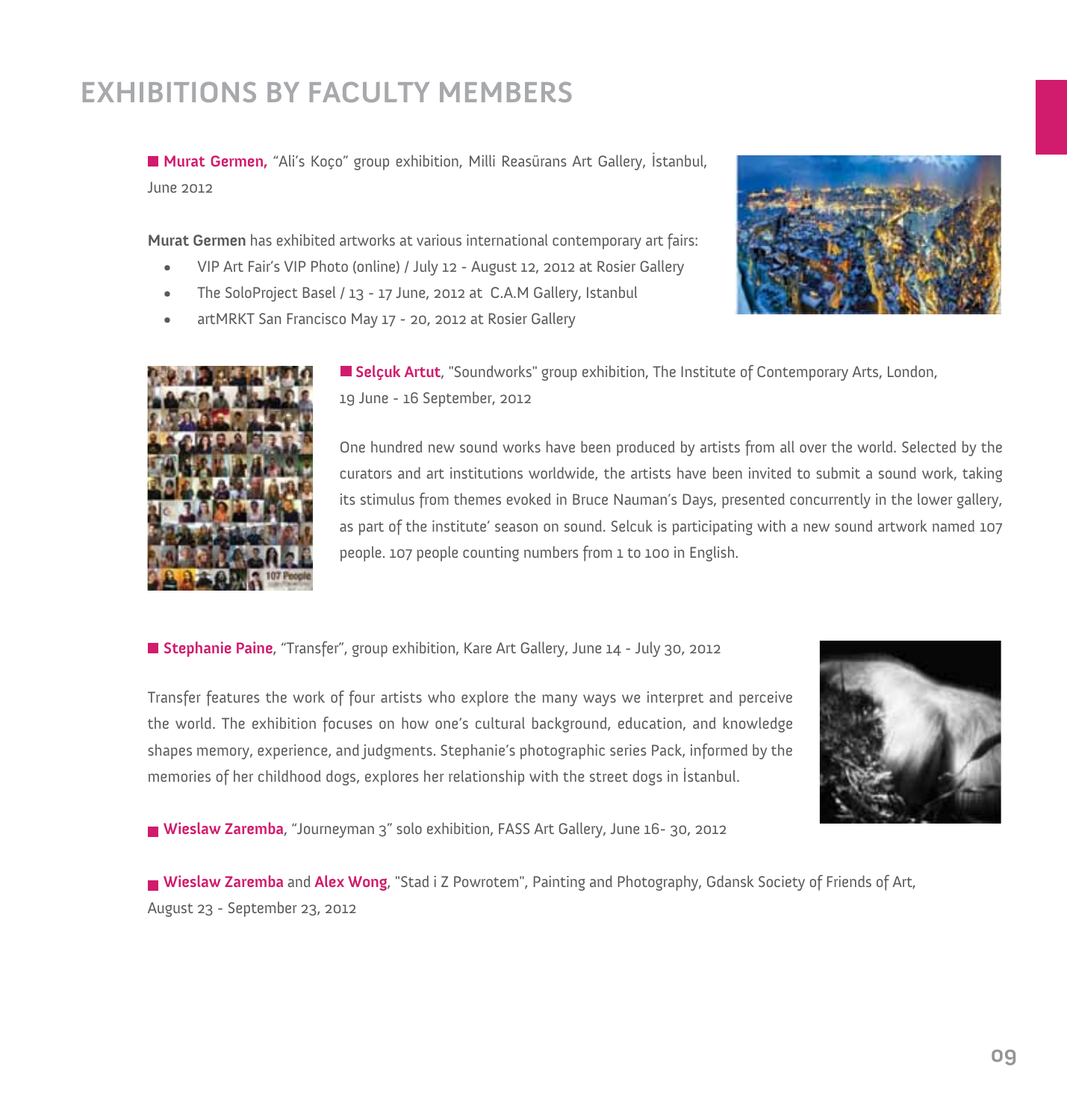# EXHIBITIONS BY FACULTY MEMBERS

■ **Murat Germen,** "Ali's Koço" group exhibition, Milli Reasürans Art Gallery, İstanbul, June 2012

**Murat Germen** has exhibited artworks at various international contemporary art fairs:

- VIP Art Fair's VIP Photo (online) / July 12 - August 12, 2012 at Rosier Gallery
- The SoloProject Basel / 13 - 17 June, 2012 at C.A.M Gallery, Istanbul
- artMRKT San Francisco May 17 - 20, 2012 at Rosier Gallery

■ **Selçuk Artut**, "Soundworks" group exhibition, The Institute of Contemporary Arts, London, 19 June - 16 September, 2012

One hundred new sound works have been produced by artists from all over the world. Selected by the curators and art institutions worldwide, the artists have been invited to submit a sound work, taking its stimulus from themes evoked in Bruce Nauman's Days, presented concurrently in the lower gallery, as part of the institute' season on sound. Selcuk is participating with a new sound artwork named 107 people. 107 people counting numbers from 1 to 100 in English.

■ **Stephanie Paine**, "Transfer", group exhibition, Kare Art Gallery, June 14 - July 30, 2012

Transfer features the work of four artists who explore the many ways we interpret and perceive the world. The exhibition focuses on how one's cultural background, education, and knowledge shapes memory, experience, and judgments. Stephanie's photographic series Pack, informed by the memories of her childhood dogs, explores her relationship with the street dogs in İstanbul.

■ **Wieslaw Zaremba**, "Journeyman 3" solo exhibition, FASS Art Gallery, June 16- 30, 2012

■ **Wieslaw Zaremba** and **Alex Wong**, "Stad i Z Powrotem", Painting and Photography, Gdansk Society of Friends of Art, August 23 - September 23, 2012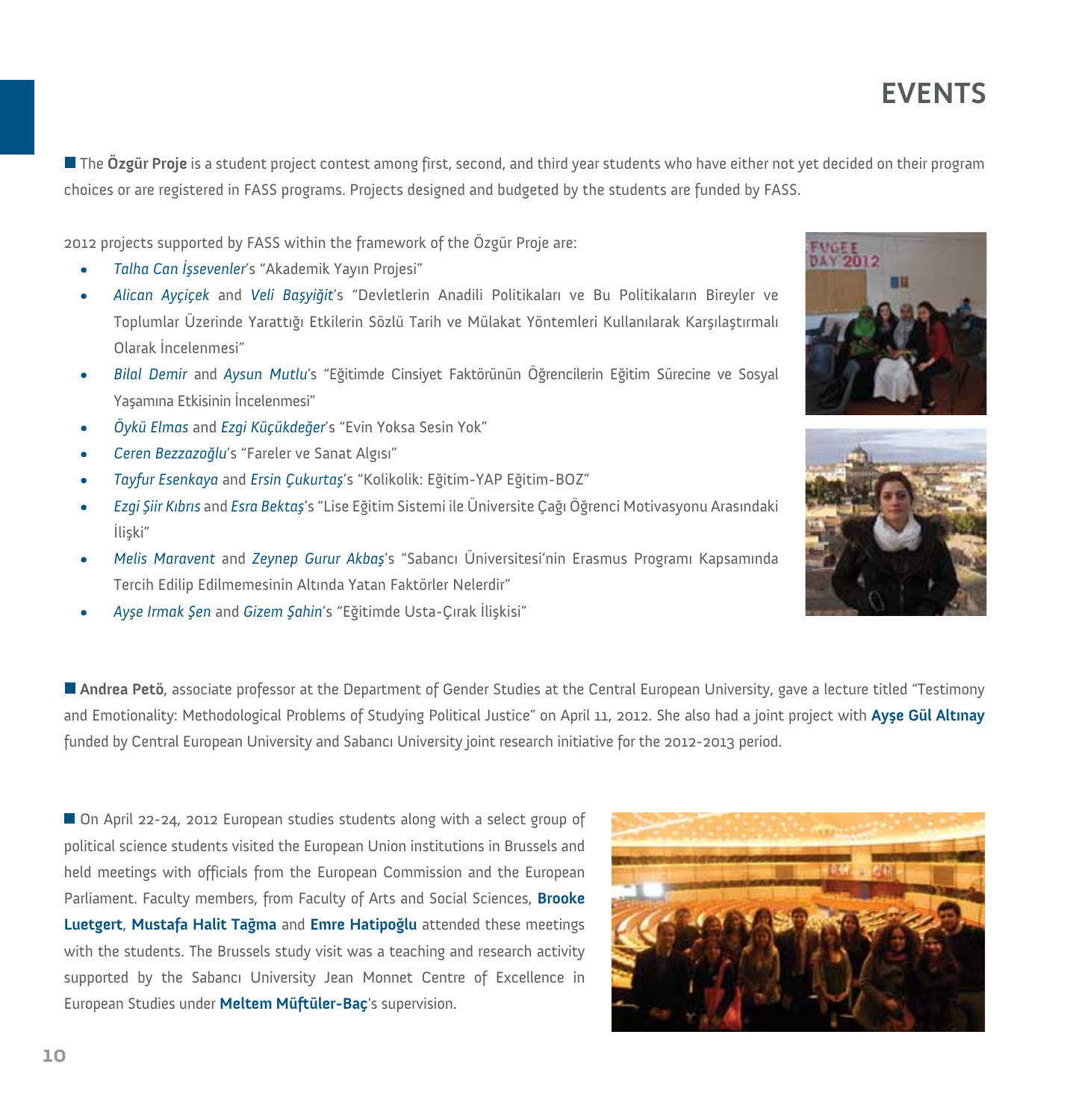# EVENTS

The **Özgür Proje** is a student project contest among first, second, and third year students who have either not yet decided on their program choices or are registered in FASS programs. Projects designed and budgeted by the students are funded by FASS.

2012 projects supported by FASS within the framework of the Özgür Proje are:

- *Talha Can İşsevenler*'s "Akademik Yayın Projesi"
- *Alican Ayçiçek* and *Veli Başyiğit*'s "Devletlerin Anadili Politikaları ve Bu Politikaların Bireyler ve Toplumlar Üzerinde Yarattığı Etkilerin Sözlü Tarih ve Mülakat Yöntemleri Kullanılarak Karşılaştırmalı Olarak İncelenmesi"
- *Bilal Demir* and *Aysun Mutlu*'s "Eğitimde Cinsiyet Faktörünün Öğrencilerin Eğitim Sürecine ve Sosyal Yaşamına Etkisinin İncelenmesi"
- *Öykü Elmas* and *Ezgi Küçükdeğer*'s "Evin Yoksa Sesin Yok"
- *Ceren Bezzazoğlu*'s "Fareler ve Sanat Algısı"
- *Tayfur Esenkaya* and *Ersin Çukurtaş*'s "Kolikolik: Eğitim-YAP Eğitim-BOZ"
- *Ezgi Şiir Kıbrıs* and *Esra Bektaş*'s "Lise Eğitim Sistemi ile Üniversite Çağı Öğrenci Motivasyonu Arasındaki İlişki"
- *Melis Maravent* and *Zeynep Gurur Akbaş*'s "Sabancı Üniversitesi'nin Erasmus Programı Kapsamında Tercih Edilip Edilmemesinin Altında Yatan Faktörler Nelerdir"
- *Ayşe Irmak Şen* and *Gizem Şahin*'s "Eğitimde Usta-Çırak İlişkisi"

**Andrea Petö**, associate professor at the Department of Gender Studies at the Central European University, gave a lecture titled "Testimony and Emotionality: Methodological Problems of Studying Political Justice" on April 11, 2012. She also had a joint project with **Ayşe Gül Altınay** funded by Central European University and Sabancı University joint research initiative for the 2012-2013 period.

On April 22-24, 2012 European studies students along with a select group of political science students visited the European Union institutions in Brussels and held meetings with officials from the European Commission and the European Parliament. Faculty members, from Faculty of Arts and Social Sciences, **Brooke Luetgert**, **Mustafa Halit Tağma** and **Emre Hatipoğlu** attended these meetings with the students. The Brussels study visit was a teaching and research activity supported by the Sabancı University Jean Monnet Centre of Excellence in European Studies under **Meltem Müftüler-Baç**'s supervision.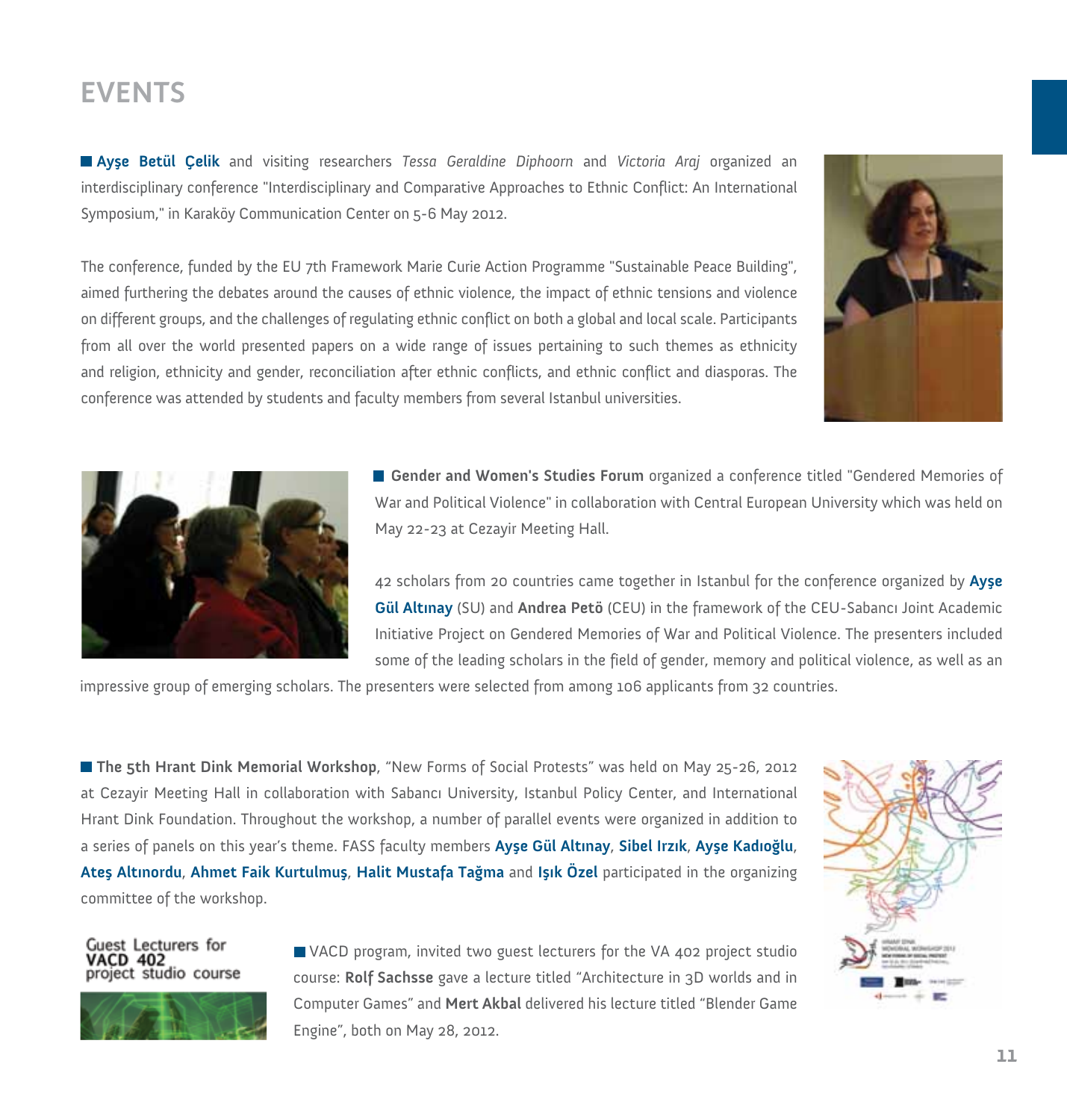# EVENTS

**Ayşe Betül Çelik** and visiting researchers *Tessa Geraldine Diphoorn* and *Victoria Araj* organized an interdisciplinary conference "Interdisciplinary and Comparative Approaches to Ethnic Conflict: An International Symposium," in Karaköy Communication Center on 5-6 May 2012.

The conference, funded by the EU 7th Framework Marie Curie Action Programme "Sustainable Peace Building", aimed furthering the debates around the causes of ethnic violence, the impact of ethnic tensions and violence on different groups, and the challenges of regulating ethnic conflict on both a global and local scale. Participants from all over the world presented papers on a wide range of issues pertaining to such themes as ethnicity and religion, ethnicity and gender, reconciliation after ethnic conflicts, and ethnic conflict and diasporas. The conference was attended by students and faculty members from several Istanbul universities.

**Gender and Women's Studies Forum** organized a conference titled "Gendered Memories of War and Political Violence" in collaboration with Central European University which was held on May 22-23 at Cezayir Meeting Hall.

42 scholars from 20 countries came together in Istanbul for the conference organized by **Ayşe Gül Altınay** (SU) and **Andrea Petö** (CEU) in the framework of the CEU-Sabancı Joint Academic Initiative Project on Gendered Memories of War and Political Violence. The presenters included some of the leading scholars in the field of gender, memory and political violence, as well as an impressive group of emerging scholars. The presenters were selected from among 106 applicants from 32 countries.

**The 5th Hrant Dink Memorial Workshop**, "New Forms of Social Protests" was held on May 25-26, 2012 at Cezayir Meeting Hall in collaboration with Sabancı University, Istanbul Policy Center, and International Hrant Dink Foundation. Throughout the workshop, a number of parallel events were organized in addition to a series of panels on this year's theme. FASS faculty members **Ayşe Gül Altınay**, **Sibel Irzık**, **Ayşe Kadıoğlu**, **Ateş Altınordu**, **Ahmet Faik Kurtulmuş**, **Halit Mustafa Tağma** and **Işık Özel** participated in the organizing committee of the workshop.

Guest Lecturers for **VACD 402** project studio course

VACD program, invited two guest lecturers for the VA 402 project studio course: **Rolf Sachsse** gave a lecture titled "Architecture in 3D worlds and in Computer Games" and **Mert Akbal** delivered his lecture titled "Blender Game Engine", both on May 28, 2012.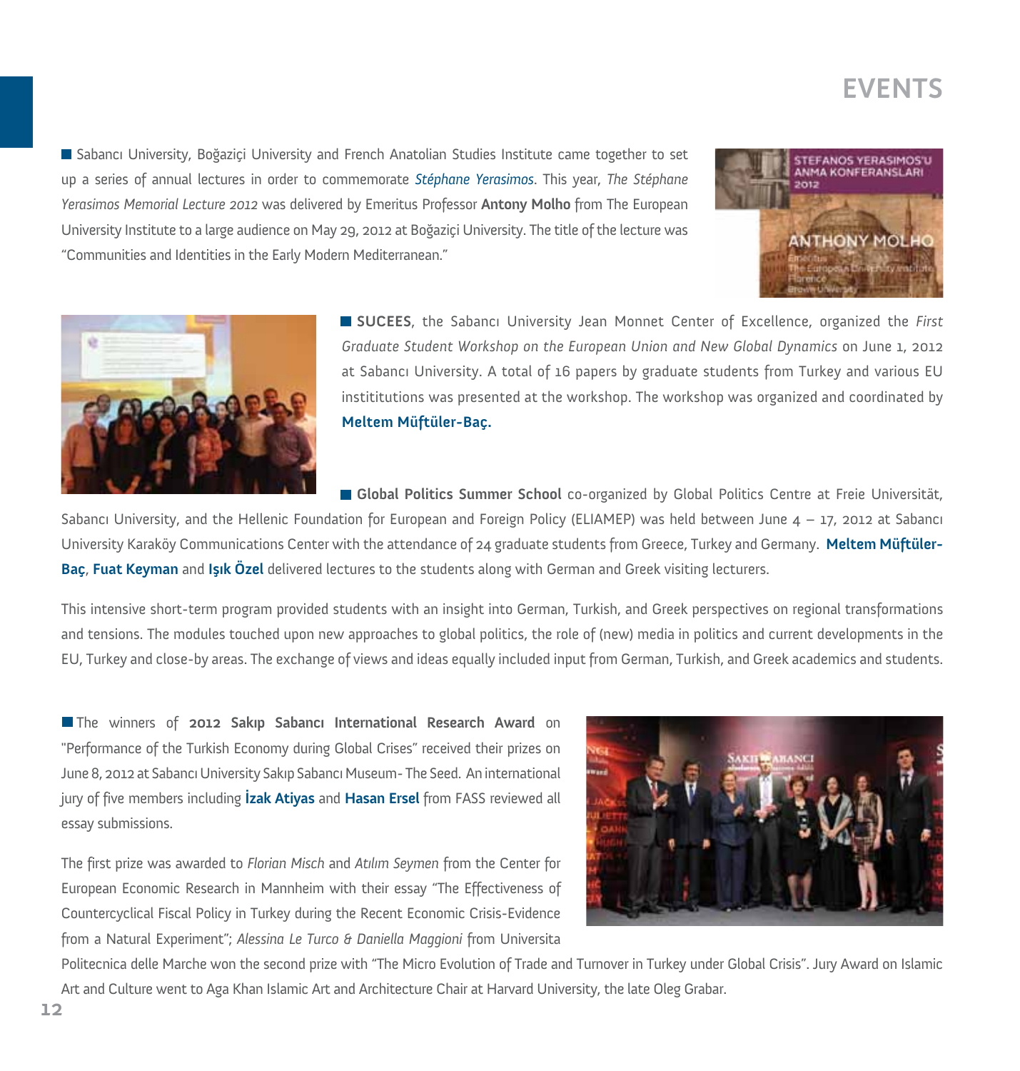# EVENTS

Sabancı University, Boğaziçi University and French Anatolian Studies Institute came together to set up a series of annual lectures in order to commemorate *Stéphane Yerasimos*. This year, *The Stéphane Yerasimos Memorial Lecture 2012* was delivered by Emeritus Professor **Antony Molho** from The European University Institute to a large audience on May 29, 2012 at Boğaziçi University. The title of the lecture was "Communities and Identities in the Early Modern Mediterranean."

**SUCEES**, the Sabancı University Jean Monnet Center of Excellence, organized the *First Graduate Student Workshop on the European Union and New Global Dynamics* on June 1, 2012 at Sabancı University. A total of 16 papers by graduate students from Turkey and various EU instititutions was presented at the workshop. The workshop was organized and coordinated by **Meltem Müftüler-Baç.**

**Global Politics Summer School** co-organized by Global Politics Centre at Freie Universität, Sabancı University, and the Hellenic Foundation for European and Foreign Policy (ELIAMEP) was held between June 4 – 17, 2012 at Sabancı University Karaköy Communications Center with the attendance of 24 graduate students from Greece, Turkey and Germany. **Meltem Müftüler-Baç**, **Fuat Keyman** and **Işık Özel** delivered lectures to the students along with German and Greek visiting lecturers.

This intensive short-term program provided students with an insight into German, Turkish, and Greek perspectives on regional transformations and tensions. The modules touched upon new approaches to global politics, the role of (new) media in politics and current developments in the EU, Turkey and close-by areas. The exchange of views and ideas equally included input from German, Turkish, and Greek academics and students.

The winners of **2012 Sakıp Sabancı International Research Award** on "Performance of the Turkish Economy during Global Crises" received their prizes on June 8, 2012 at Sabancı University Sakıp Sabancı Museum- The Seed. An international jury of five members including **İzak Atiyas** and **Hasan Ersel** from FASS reviewed all essay submissions.

The first prize was awarded to *Florian Misch* and *Atılım Seymen* from the Center for European Economic Research in Mannheim with their essay "The Effectiveness of Countercyclical Fiscal Policy in Turkey during the Recent Economic Crisis-Evidence from a Natural Experiment"; *Alessina Le Turco & Daniella Maggioni* from Universita Politecnica delle Marche won the second prize with "The Micro Evolution of Trade and Turnover in Turkey under Global Crisis". Jury Award on Islamic Art and Culture went to Aga Khan Islamic Art and Architecture Chair at Harvard University, the late Oleg Grabar.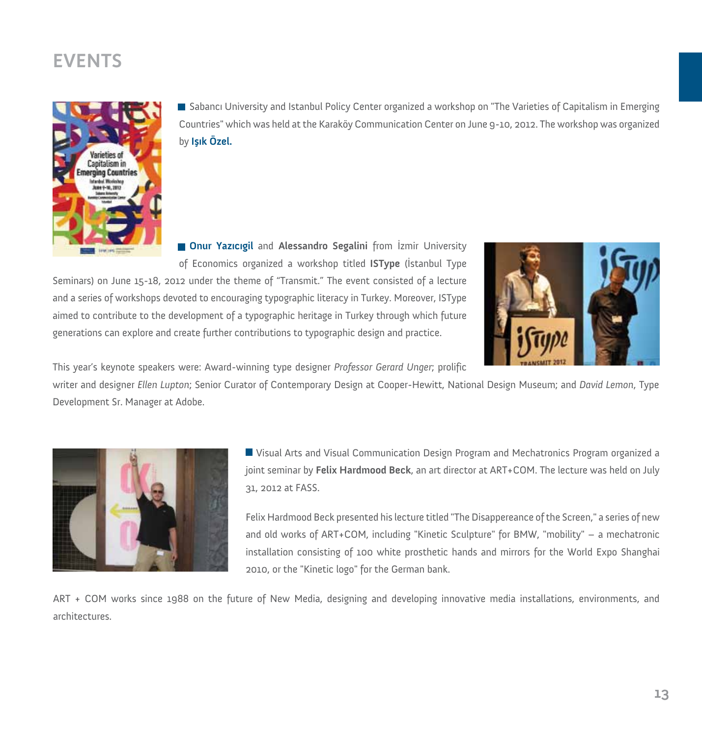# EVENTS

Sabancı University and Istanbul Policy Center organized a workshop on "The Varieties of Capitalism in Emerging Countries" which was held at the Karaköy Communication Center on June 9-10, 2012. The workshop was organized by **Işık Özel.**

**Onur Yazıcıgil** and **Alessandro Segalini** from İzmir University of Economics organized a workshop titled **ISType** (İstanbul Type Seminars) on June 15-18, 2012 under the theme of "Transmit." The event consisted of a lecture and a series of workshops devoted to encouraging typographic literacy in Turkey. Moreover, ISType aimed to contribute to the development of a typographic heritage in Turkey through which future generations can explore and create further contributions to typographic design and practice.

This year's keynote speakers were: Award-winning type designer *Professor Gerard Unger*; prolific writer and designer *Ellen Lupton*; Senior Curator of Contemporary Design at Cooper-Hewitt, National Design Museum; and *David Lemon*, Type Development Sr. Manager at Adobe.

Visual Arts and Visual Communication Design Program and Mechatronics Program organized a joint seminar by **Felix Hardmood Beck**, an art director at ART+COM. The lecture was held on July 31, 2012 at FASS.

Felix Hardmood Beck presented his lecture titled "The Disappereance of the Screen," a series of new and old works of ART+COM, including "Kinetic Sculpture" for BMW, "mobility" – a mechatronic installation consisting of 100 white prosthetic hands and mirrors for the World Expo Shanghai 2010, or the "Kinetic logo" for the German bank.

ART + COM works since 1988 on the future of New Media, designing and developing innovative media installations, environments, and architectures.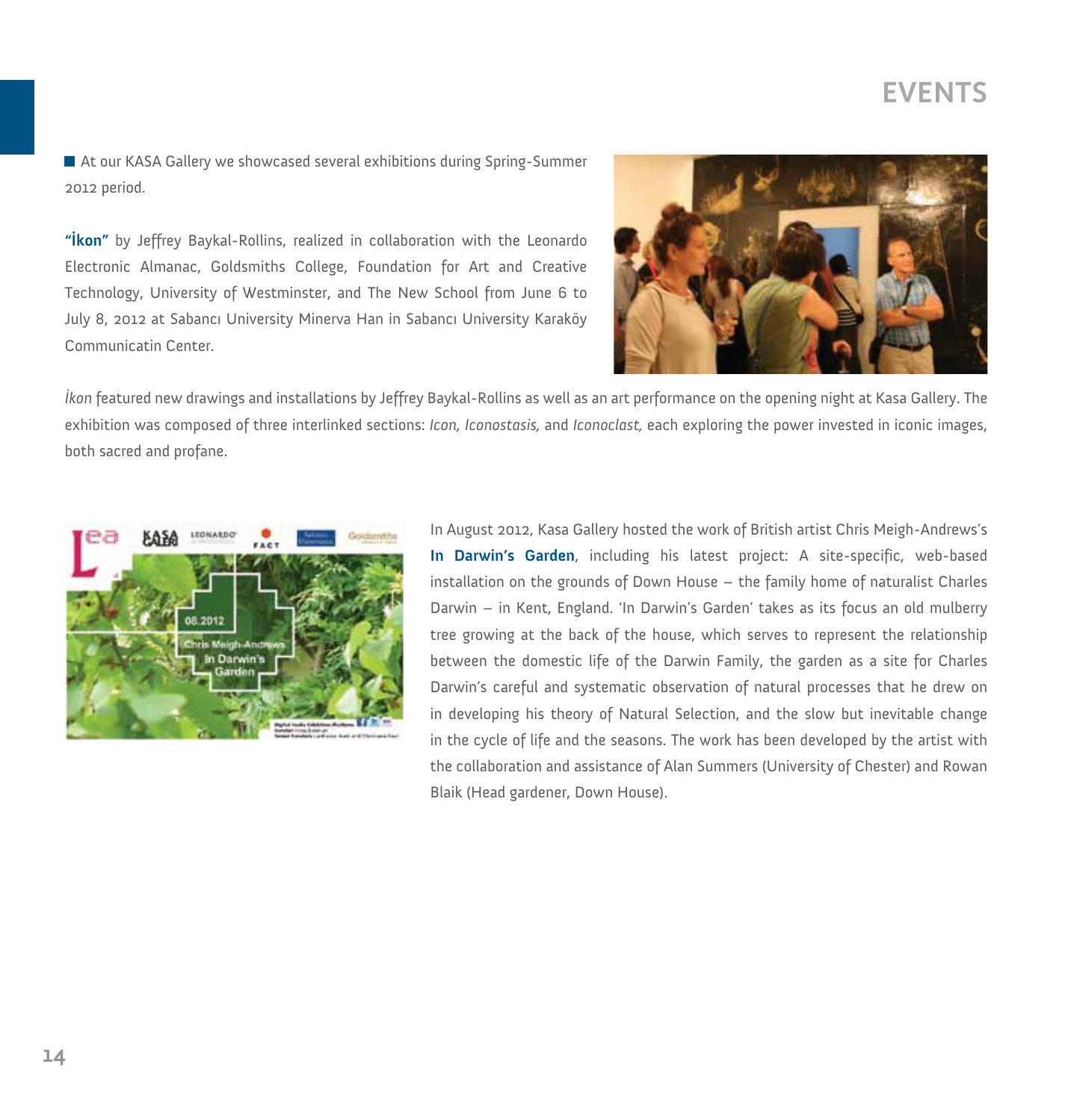# EVENTS

At our KASA Gallery we showcased several exhibitions during Spring-Summer 2012 period.

**"İkon"** by Jeffrey Baykal-Rollins, realized in collaboration with the Leonardo Electronic Almanac, Goldsmiths College, Foundation for Art and Creative Technology, University of Westminster, and The New School from June 6 to July 8, 2012 at Sabancı University Minerva Han in Sabancı University Karaköy Communicatin Center.

*İkon* featured new drawings and installations by Jeffrey Baykal-Rollins as well as an art performance on the opening night at Kasa Gallery. The exhibition was composed of three interlinked sections: *Icon, Iconostasis,* and *Iconoclast,* each exploring the power invested in iconic images, both sacred and profane.

In August 2012, Kasa Gallery hosted the work of British artist Chris Meigh-Andrews's **In Darwin's Garden**, including his latest project: A site-specific, web-based installation on the grounds of Down House – the family home of naturalist Charles Darwin – in Kent, England. 'In Darwin's Garden' takes as its focus an old mulberry tree growing at the back of the house, which serves to represent the relationship between the domestic life of the Darwin Family, the garden as a site for Charles Darwin's careful and systematic observation of natural processes that he drew on in developing his theory of Natural Selection, and the slow but inevitable change in the cycle of life and the seasons. The work has been developed by the artist with the collaboration and assistance of Alan Summers (University of Chester) and Rowan Blaik (Head gardener, Down House).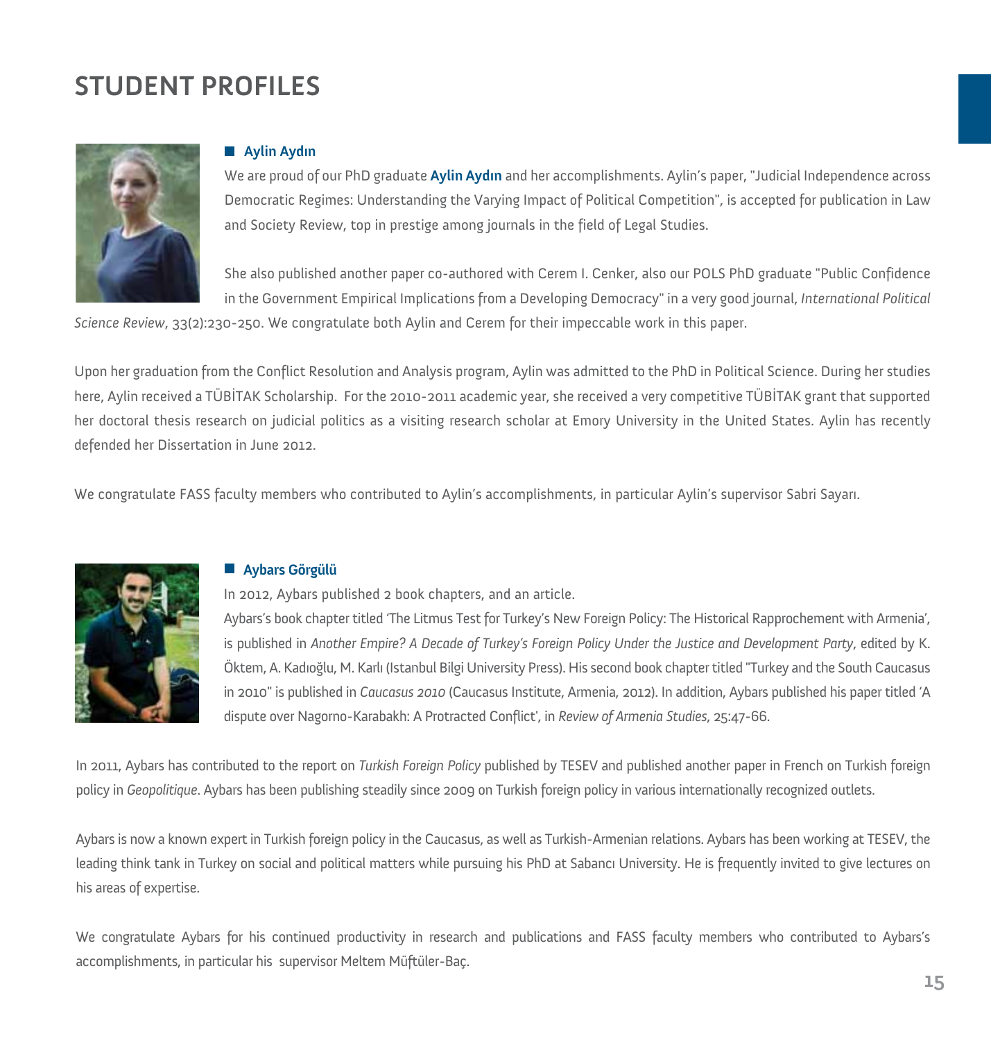# STUDENT PROFILES

## Aylin Aydın

We are proud of our PhD graduate **Aylin Aydın** and her accomplishments. Aylin's paper, "Judicial Independence across Democratic Regimes: Understanding the Varying Impact of Political Competition", is accepted for publication in Law and Society Review, top in prestige among journals in the field of Legal Studies.

She also published another paper co-authored with Cerem I. Cenker, also our POLS PhD graduate "Public Confidence in the Government Empirical Implications from a Developing Democracy" in a very good journal, *International Political Science Review*, 33(2):230-250. We congratulate both Aylin and Cerem for their impeccable work in this paper.

Upon her graduation from the Conflict Resolution and Analysis program, Aylin was admitted to the PhD in Political Science. During her studies here, Aylin received a TÜBİTAK Scholarship. For the 2010-2011 academic year, she received a very competitive TÜBİTAK grant that supported her doctoral thesis research on judicial politics as a visiting research scholar at Emory University in the United States. Aylin has recently defended her Dissertation in June 2012.

We congratulate FASS faculty members who contributed to Aylin's accomplishments, in particular Aylin's supervisor Sabri Sayarı.

## Aybars Görgülü

In 2012, Aybars published 2 book chapters, and an article.

Aybars's book chapter titled 'The Litmus Test for Turkey's New Foreign Policy: The Historical Rapprochement with Armenia', is published in *Another Empire? A Decade of Turkey's Foreign Policy Under the Justice and Development Party*, edited by K. Öktem, A. Kadıoğlu, M. Karlı (Istanbul Bilgi University Press). His second book chapter titled "Turkey and the South Caucasus in 2010" is published in *Caucasus 2010* (Caucasus Institute, Armenia, 2012). In addition, Aybars published his paper titled 'A dispute over Nagorno-Karabakh: A Protracted Conflict', in *Review of Armenia Studies*, 25:47-66.

In 2011, Aybars has contributed to the report on *Turkish Foreign Policy* published by TESEV and published another paper in French on Turkish foreign policy in *Geopolitique*. Aybars has been publishing steadily since 2009 on Turkish foreign policy in various internationally recognized outlets.

Aybars is now a known expert in Turkish foreign policy in the Caucasus, as well as Turkish-Armenian relations. Aybars has been working at TESEV, the leading think tank in Turkey on social and political matters while pursuing his PhD at Sabancı University. He is frequently invited to give lectures on his areas of expertise.

We congratulate Aybars for his continued productivity in research and publications and FASS faculty members who contributed to Aybars's accomplishments, in particular his supervisor Meltem Müftüler-Baç.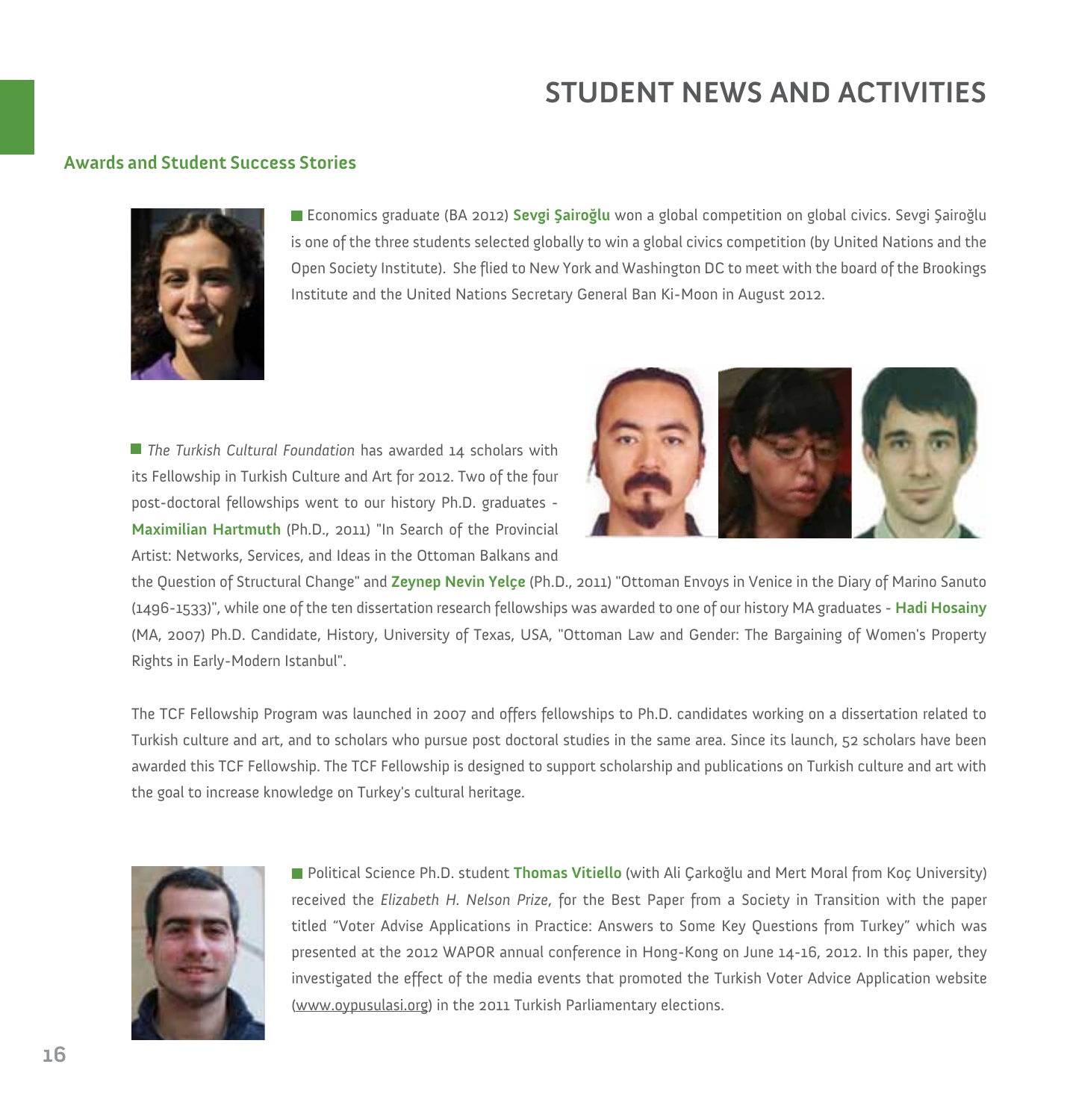# STUDENT NEWS AND ACTIVITIES

## Awards and Student Success Stories

Economics graduate (BA 2012) **Sevgi Şairoğlu** won a global competition on global civics. Sevgi Şairoğlu is one of the three students selected globally to win a global civics competition (by United Nations and the Open Society Institute). She flied to New York and Washington DC to meet with the board of the Brookings Institute and the United Nations Secretary General Ban Ki-Moon in August 2012.

*The Turkish Cultural Foundation* has awarded 14 scholars with its Fellowship in Turkish Culture and Art for 2012. Two of the four post-doctoral fellowships went to our history Ph.D. graduates - **Maximilian Hartmuth** (Ph.D., 2011) "In Search of the Provincial Artist: Networks, Services, and Ideas in the Ottoman Balkans and the Question of Structural Change" and **Zeynep Nevin Yelçe** (Ph.D., 2011) "Ottoman Envoys in Venice in the Diary of Marino Sanuto (1496-1533)", while one of the ten dissertation research fellowships was awarded to one of our history MA graduates - **Hadi Hosainy** (MA, 2007) Ph.D. Candidate, History, University of Texas, USA, "Ottoman Law and Gender: The Bargaining of Women's Property Rights in Early-Modern Istanbul".

The TCF Fellowship Program was launched in 2007 and offers fellowships to Ph.D. candidates working on a dissertation related to Turkish culture and art, and to scholars who pursue post doctoral studies in the same area. Since its launch, 52 scholars have been awarded this TCF Fellowship. The TCF Fellowship is designed to support scholarship and publications on Turkish culture and art with the goal to increase knowledge on Turkey's cultural heritage.

Political Science Ph.D. student **Thomas Vitiello** (with Ali Çarkoğlu and Mert Moral from Koç University) received the *Elizabeth H. Nelson Prize*, for the Best Paper from a Society in Transition with the paper titled "Voter Advise Applications in Practice: Answers to Some Key Questions from Turkey" which was presented at the 2012 WAPOR annual conference in Hong-Kong on June 14-16, 2012. In this paper, they investigated the effect of the media events that promoted the Turkish Voter Advice Application website (www.oypusulasi.org) in the 2011 Turkish Parliamentary elections.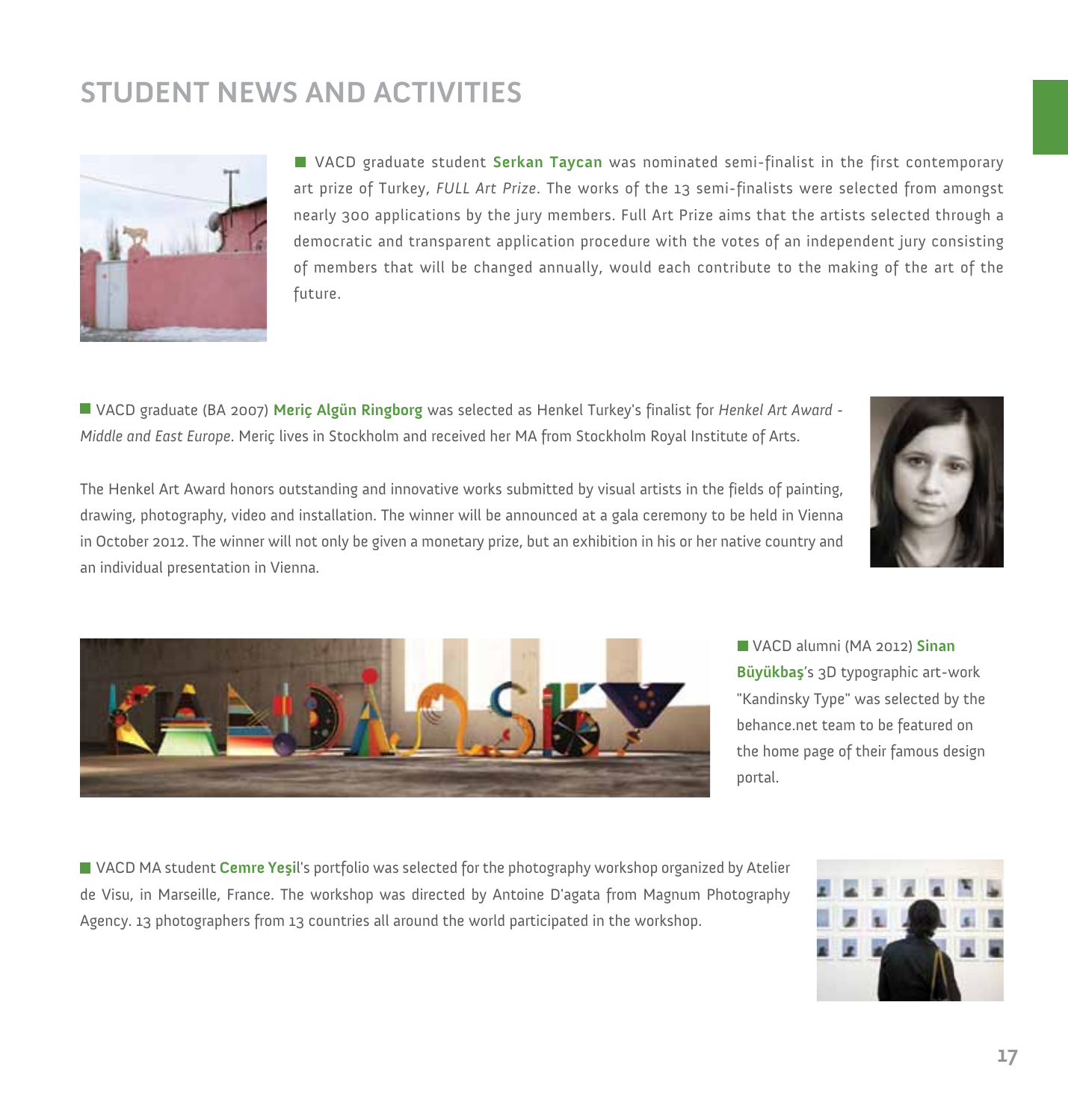# STUDENT NEWS AND ACTIVITIES

VACD graduate student **Serkan Taycan** was nominated semi-finalist in the first contemporary art prize of Turkey, *FULL Art Prize*. The works of the 13 semi-finalists were selected from amongst nearly 300 applications by the jury members. Full Art Prize aims that the artists selected through a democratic and transparent application procedure with the votes of an independent jury consisting of members that will be changed annually, would each contribute to the making of the art of the future.

VACD graduate (BA 2007) **Meriç Algün Ringborg** was selected as Henkel Turkey's finalist for *Henkel Art Award - Middle and East Europe*. Meriç lives in Stockholm and received her MA from Stockholm Royal Institute of Arts.

The Henkel Art Award honors outstanding and innovative works submitted by visual artists in the fields of painting, drawing, photography, video and installation. The winner will be announced at a gala ceremony to be held in Vienna in October 2012. The winner will not only be given a monetary prize, but an exhibition in his or her native country and an individual presentation in Vienna.

VACD alumni (MA 2012) **Sinan Büyükbaş**'s 3D typographic art-work "Kandinsky Type" was selected by the behance.net team to be featured on the home page of their famous design portal.

VACD MA student **Cemre Yeşil**'s portfolio was selected for the photography workshop organized by Atelier de Visu, in Marseille, France. The workshop was directed by Antoine D'agata from Magnum Photography Agency. 13 photographers from 13 countries all around the world participated in the workshop.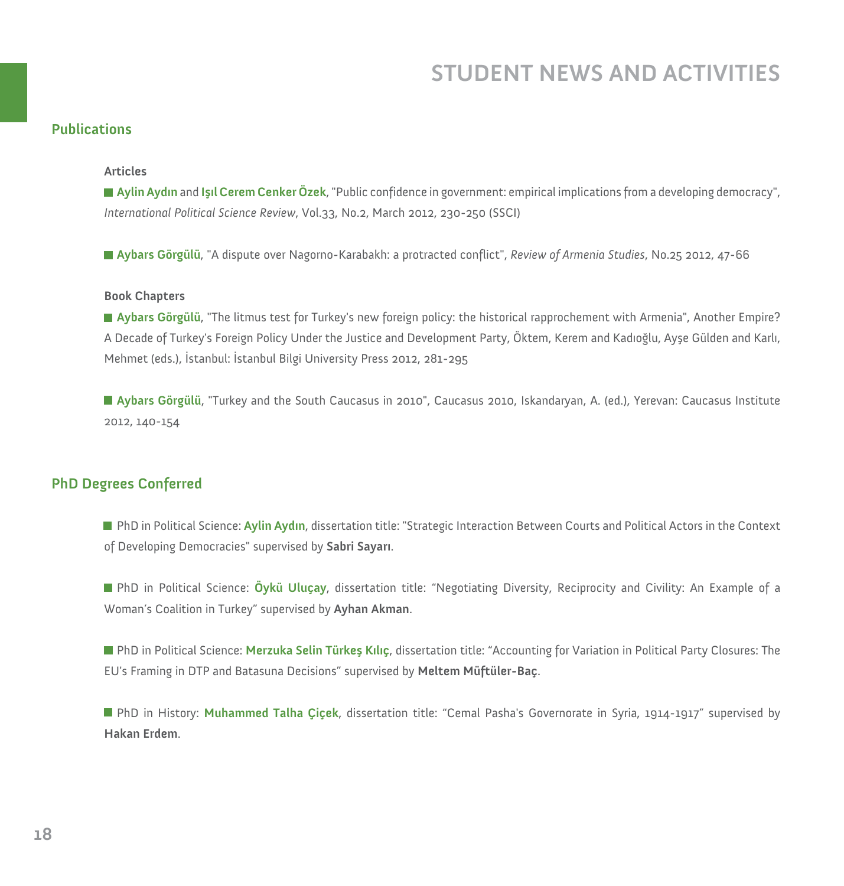# STUDENT NEWS AND ACTIVITIES

## Publications

### Articles

- **Aylin Aydın** and **Işıl Cerem Cenker Özek**, "Public confidence in government: empirical implications from a developing democracy", *International Political Science Review*, Vol.33, No.2, March 2012, 230-250 (SSCI)

- **Aybars Görgülü**, "A dispute over Nagorno-Karabakh: a protracted conflict", *Review of Armenia Studies*, No.25 2012, 47-66

### Book Chapters

- **Aybars Görgülü**, "The litmus test for Turkey's new foreign policy: the historical rapprochement with Armenia", Another Empire? A Decade of Turkey's Foreign Policy Under the Justice and Development Party, Öktem, Kerem and Kadıoğlu, Ayşe Gülden and Karlı, Mehmet (eds.), İstanbul: İstanbul Bilgi University Press 2012, 281-295

- **Aybars Görgülü**, "Turkey and the South Caucasus in 2010", Caucasus 2010, Iskandaryan, A. (ed.), Yerevan: Caucasus Institute 2012, 140-154

## PhD Degrees Conferred

- PhD in Political Science: **Aylin Aydın**, dissertation title: "Strategic Interaction Between Courts and Political Actors in the Context of Developing Democracies" supervised by **Sabri Sayarı**.

- PhD in Political Science: **Öykü Uluçay**, dissertation title: "Negotiating Diversity, Reciprocity and Civility: An Example of a Woman's Coalition in Turkey" supervised by **Ayhan Akman**.

- PhD in Political Science: **Merzuka Selin Türkeş Kılıç**, dissertation title: "Accounting for Variation in Political Party Closures: The EU's Framing in DTP and Batasuna Decisions" supervised by **Meltem Müftüler-Baç**.

- PhD in History: **Muhammed Talha Çiçek**, dissertation title: "Cemal Pasha's Governorate in Syria, 1914-1917" supervised by **Hakan Erdem**.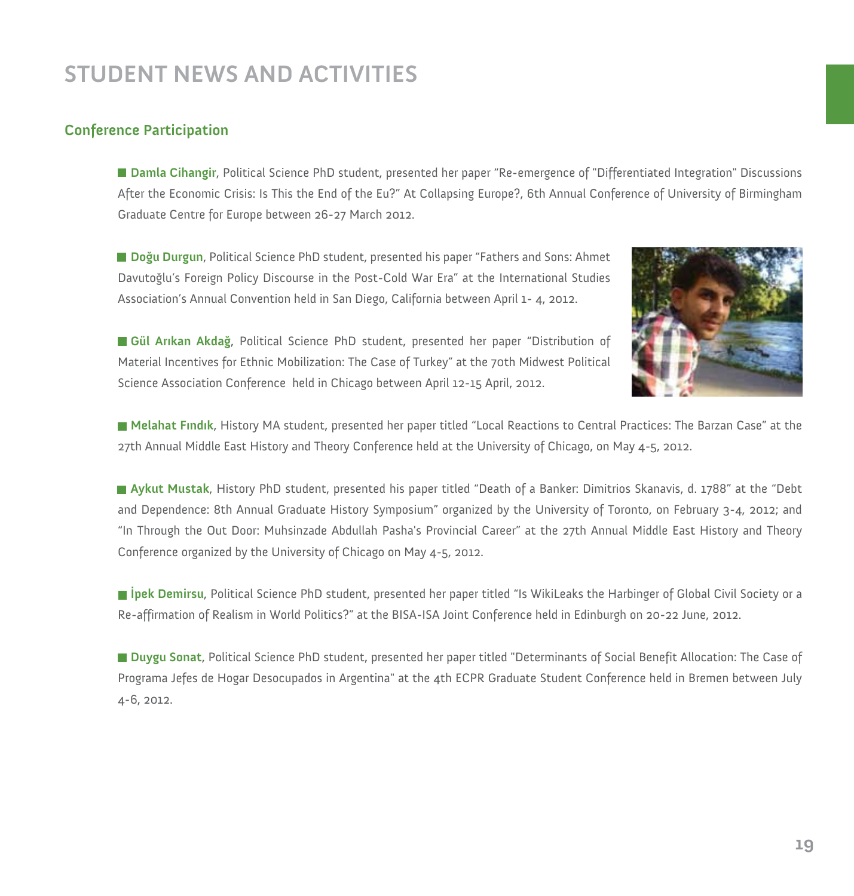# STUDENT NEWS AND ACTIVITIES

## Conference Participation

- **Damla Cihangir**, Political Science PhD student, presented her paper "Re-emergence of "Differentiated Integration" Discussions After the Economic Crisis: Is This the End of the Eu?" At Collapsing Europe?, 6th Annual Conference of University of Birmingham Graduate Centre for Europe between 26-27 March 2012.

- **Doğu Durgun**, Political Science PhD student, presented his paper "Fathers and Sons: Ahmet Davutoğlu's Foreign Policy Discourse in the Post-Cold War Era" at the International Studies Association's Annual Convention held in San Diego, California between April 1- 4, 2012.

- **Gül Arıkan Akdağ**, Political Science PhD student, presented her paper "Distribution of Material Incentives for Ethnic Mobilization: The Case of Turkey" at the 70th Midwest Political Science Association Conference held in Chicago between April 12-15 April, 2012.

- **Melahat Fındık**, History MA student, presented her paper titled "Local Reactions to Central Practices: The Barzan Case" at the 27th Annual Middle East History and Theory Conference held at the University of Chicago, on May 4-5, 2012.

- **Aykut Mustak**, History PhD student, presented his paper titled "Death of a Banker: Dimitrios Skanavis, d. 1788" at the "Debt and Dependence: 8th Annual Graduate History Symposium" organized by the University of Toronto, on February 3-4, 2012; and "In Through the Out Door: Muhsinzade Abdullah Pasha's Provincial Career" at the 27th Annual Middle East History and Theory Conference organized by the University of Chicago on May 4-5, 2012.

- **İpek Demirsu**, Political Science PhD student, presented her paper titled "Is WikiLeaks the Harbinger of Global Civil Society or a Re-affirmation of Realism in World Politics?" at the BISA-ISA Joint Conference held in Edinburgh on 20-22 June, 2012.

- **Duygu Sonat**, Political Science PhD student, presented her paper titled "Determinants of Social Benefit Allocation: The Case of Programa Jefes de Hogar Desocupados in Argentina" at the 4th ECPR Graduate Student Conference held in Bremen between July 4-6, 2012.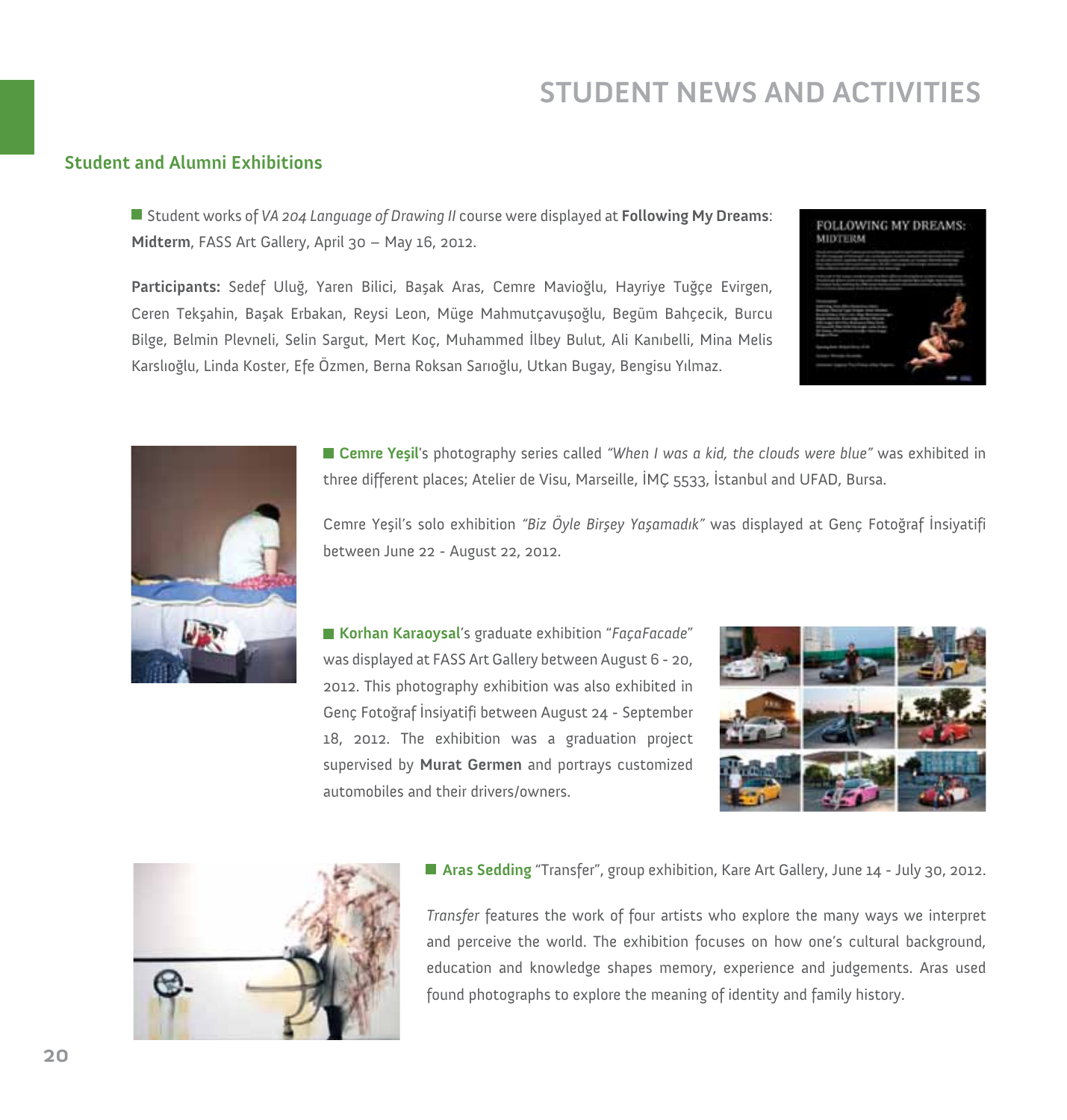# STUDENT NEWS AND ACTIVITIES

## Student and Alumni Exhibitions

Student works of *VA 204 Language of Drawing II* course were displayed at **Following My Dreams**: **Midterm**, FASS Art Gallery, April 30 – May 16, 2012.

**Participants:** Sedef Uluğ, Yaren Bilici, Başak Aras, Cemre Mavioğlu, Hayriye Tuğçe Evirgen, Ceren Tekşahin, Başak Erbakan, Reysi Leon, Müge Mahmutçavuşoğlu, Begüm Bahçecik, Burcu Bilge, Belmin Plevneli, Selin Sargut, Mert Koç, Muhammed İlbey Bulut, Ali Kanıbelli, Mina Melis Karslıoğlu, Linda Koster, Efe Özmen, Berna Roksan Sarıoğlu, Utkan Bugay, Bengisu Yılmaz.

**Cemre Yeşil**'s photography series called *"When I was a kid, the clouds were blue"* was exhibited in three different places; Atelier de Visu, Marseille, İMÇ 5533, İstanbul and UFAD, Bursa.

Cemre Yeşil's solo exhibition *"Biz Öyle Birşey Yaşamadık"* was displayed at Genç Fotoğraf İnsiyatifi between June 22 - August 22, 2012.

**Korhan Karaoysal**'s graduate exhibition "*FaçaFacade*" was displayed at FASS Art Gallery between August 6 - 20, 2012. This photography exhibition was also exhibited in Genç Fotoğraf İnsiyatifi between August 24 - September 18, 2012. The exhibition was a graduation project supervised by **Murat Germen** and portrays customized automobiles and their drivers/owners.

**Aras Sedding** "Transfer", group exhibition, Kare Art Gallery, June 14 - July 30, 2012.

*Transfer* features the work of four artists who explore the many ways we interpret and perceive the world. The exhibition focuses on how one's cultural background, education and knowledge shapes memory, experience and judgements. Aras used found photographs to explore the meaning of identity and family history.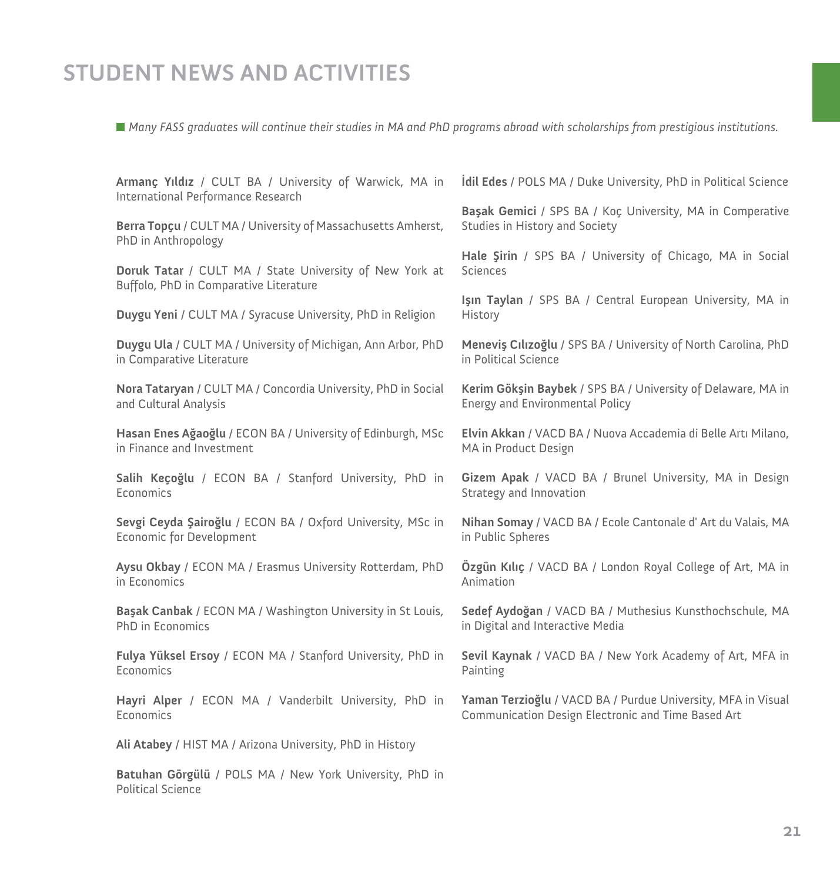# STUDENT NEWS AND ACTIVITIES

*Many FASS graduates will continue their studies in MA and PhD programs abroad with scholarships from prestigious institutions.*

**Armanç Yıldız** / CULT BA / University of Warwick, MA in International Performance Research

**Berra Topçu** / CULT MA / University of Massachusetts Amherst, PhD in Anthropology

**Doruk Tatar** / CULT MA / State University of New York at Buffolo, PhD in Comparative Literature

**Duygu Yeni** / CULT MA / Syracuse University, PhD in Religion

**Duygu Ula** / CULT MA / University of Michigan, Ann Arbor, PhD in Comparative Literature

**Nora Tataryan** / CULT MA / Concordia University, PhD in Social and Cultural Analysis

**Hasan Enes Ağaoğlu** / ECON BA / University of Edinburgh, MSc in Finance and Investment

**Salih Keçoğlu** / ECON BA / Stanford University, PhD in Economics

**Sevgi Ceyda Şairoğlu** / ECON BA / Oxford University, MSc in Economic for Development

**Aysu Okbay** / ECON MA / Erasmus University Rotterdam, PhD in Economics

**Başak Canbak** / ECON MA / Washington University in St Louis, PhD in Economics

**Fulya Yüksel Ersoy** / ECON MA / Stanford University, PhD in Economics

**Hayri Alper** / ECON MA / Vanderbilt University, PhD in Economics

**Ali Atabey** / HIST MA / Arizona University, PhD in History

**Batuhan Görgülü** / POLS MA / New York University, PhD in Political Science

**İdil Edes** / POLS MA / Duke University, PhD in Political Science

**Başak Gemici** / SPS BA / Koç University, MA in Comperative Studies in History and Society

**Hale Şirin** / SPS BA / University of Chicago, MA in Social Sciences

**Işın Taylan** / SPS BA / Central European University, MA in History

**Meneviş Cılızoğlu** / SPS BA / University of North Carolina, PhD in Political Science

**Kerim Gökşin Baybek** / SPS BA / University of Delaware, MA in Energy and Environmental Policy

**Elvin Akkan** / VACD BA / Nuova Accademia di Belle Artı Milano, MA in Product Design

**Gizem Apak** / VACD BA / Brunel University, MA in Design Strategy and Innovation

**Nihan Somay** / VACD BA / Ecole Cantonale d' Art du Valais, MA in Public Spheres

**Özgün Kılıç** / VACD BA / London Royal College of Art, MA in Animation

**Sedef Aydoğan** / VACD BA / Muthesius Kunsthochschule, MA in Digital and Interactive Media

**Sevil Kaynak** / VACD BA / New York Academy of Art, MFA in Painting

**Yaman Terzioğlu** / VACD BA / Purdue University, MFA in Visual Communication Design Electronic and Time Based Art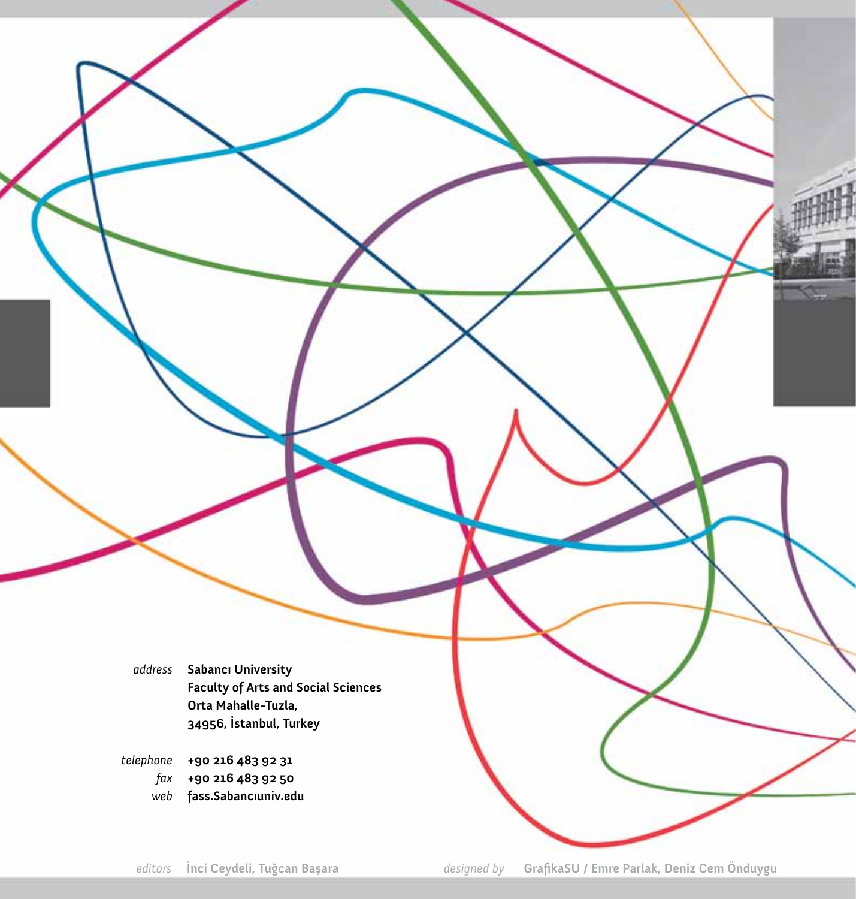*address* **Sabancı University**
**Faculty of Arts and Social Sciences**
**Orta Mahalle-Tuzla,**
**34956, İstanbul, Turkey**

*telephone* **+90 216 483 92 31**
*fax* **+90 216 483 92 50**
*web* **fass.Sabancıuniv.edu**

*editors* **İnci Ceydeli, Tuğcan Başara**

*designed by* **GrafikaSU / Emre Parlak, Deniz Cem Önduygu**